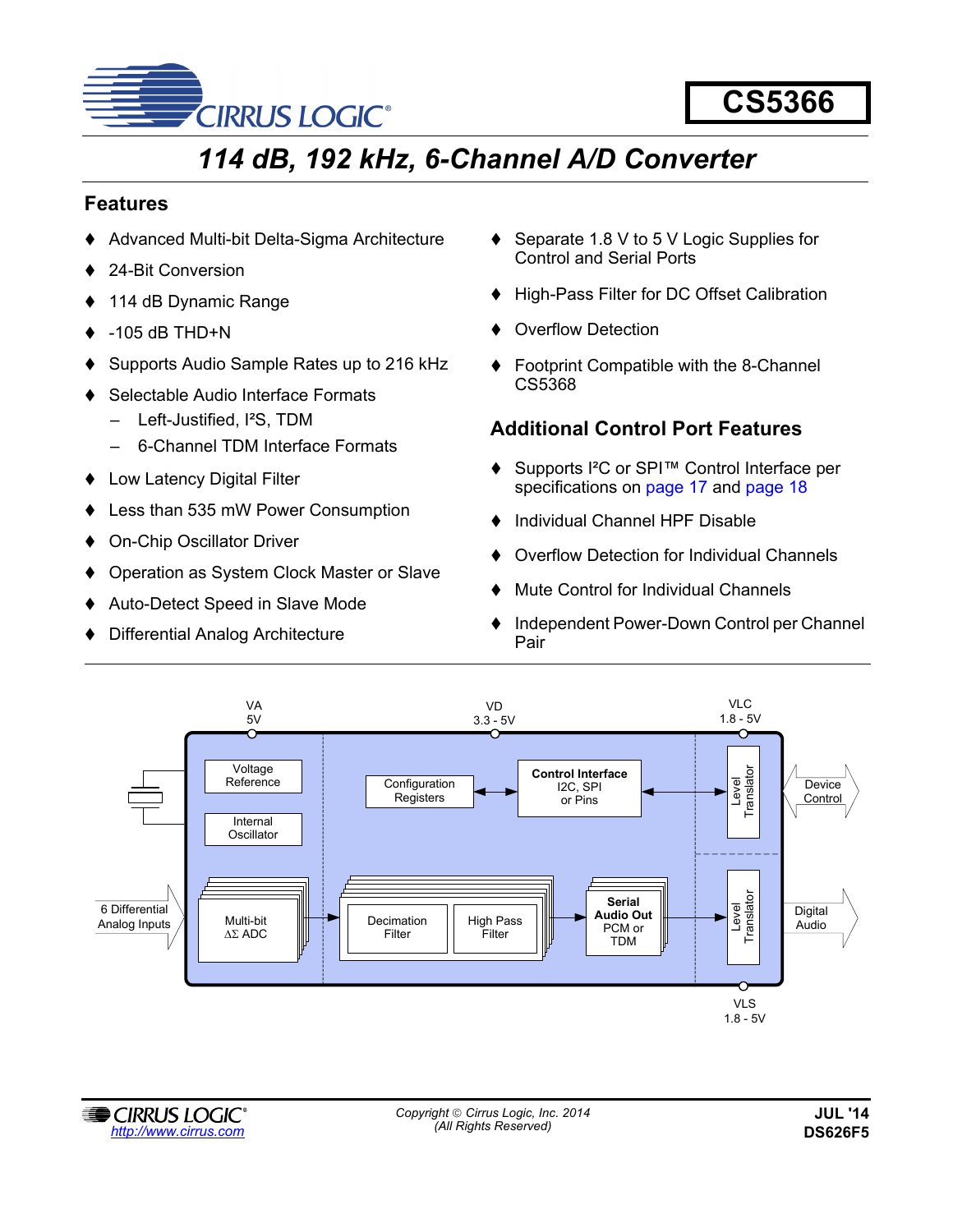# CS5366

## 114 dB, 192 kHz, 6-Channel A/D Converter

## Features

- Advanced Multi-bit Delta-Sigma Architecture
- 24-Bit Conversion
- 114 dB Dynamic Range
- -105 dB THD+N
- Supports Audio Sample Rates up to 216 kHz
- Selectable Audio Interface Formats
  - Left-Justified, I²S, TDM
  - 6-Channel TDM Interface Formats
- Low Latency Digital Filter
- Less than 535 mW Power Consumption
- On-Chip Oscillator Driver
- Operation as System Clock Master or Slave
- Auto-Detect Speed in Slave Mode
- Differential Analog Architecture
- Separate 1.8 V to 5 V Logic Supplies for Control and Serial Ports
- High-Pass Filter for DC Offset Calibration
- Overflow Detection
- Footprint Compatible with the 8-Channel CS5368

## Additional Control Port Features

- Supports I²C or SPI™ Control Interface per specifications on page 17 and page 18
- Individual Channel HPF Disable
- Overflow Detection for Individual Channels
- Mute Control for Individual Channels
- Independent Power-Down Control per Channel Pair

VA 5V | VD 3.3 - 5V | VLC 1.8 - 5V

Voltage Reference | Internal Oscillator | Configuration Registers | Control Interface I2C, SPI or Pins | Level Translator | Device Control

6 Differential Analog Inputs | Multi-bit ΔΣ ADC | Decimation Filter | High Pass Filter | Serial Audio Out PCM or TDM | Level Translator | Digital Audio

VLS 1.8 - 5V

Copyright © Cirrus Logic, Inc. 2014 (All Rights Reserved)

http://www.cirrus.com

JUL '14
DS626F5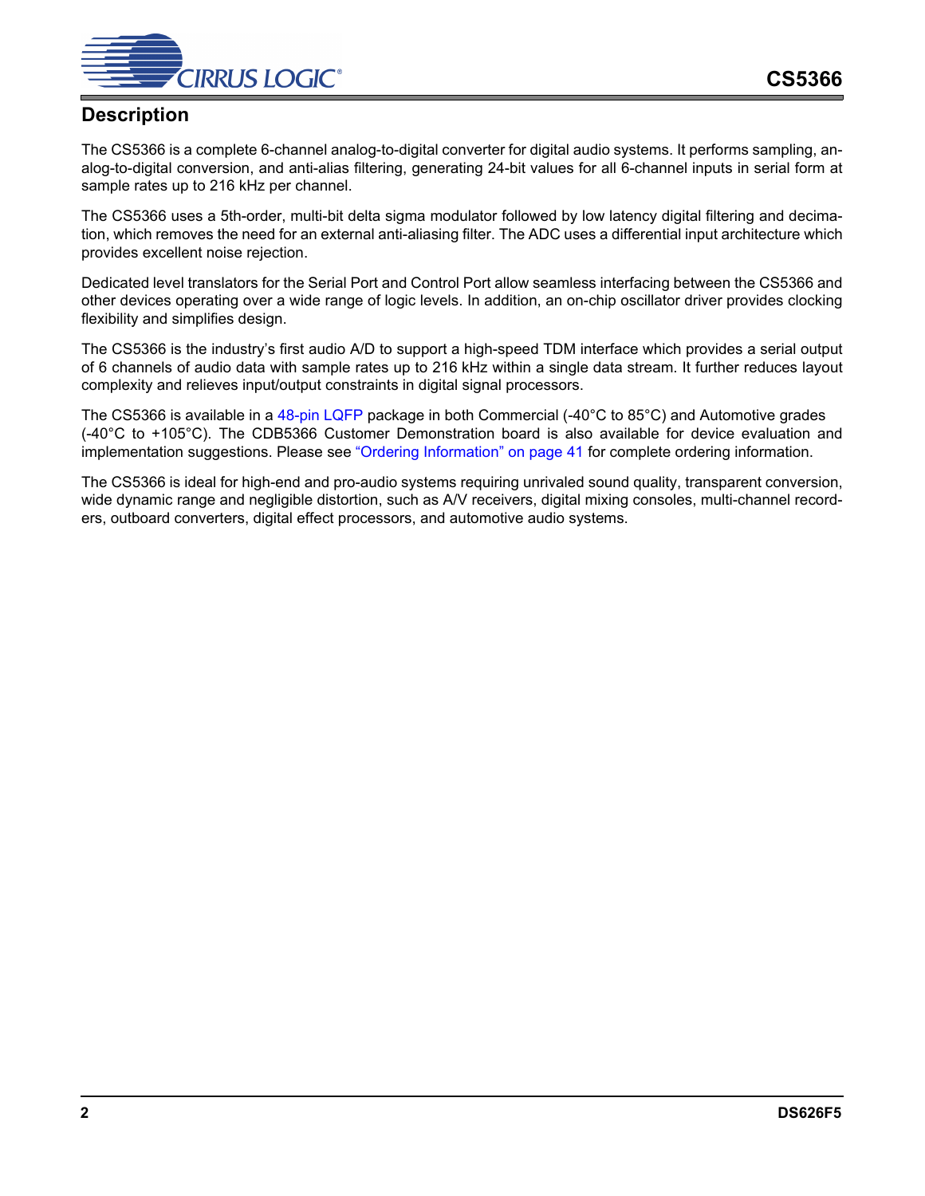## Description

The CS5366 is a complete 6-channel analog-to-digital converter for digital audio systems. It performs sampling, analog-to-digital conversion, and anti-alias filtering, generating 24-bit values for all 6-channel inputs in serial form at sample rates up to 216 kHz per channel.

The CS5366 uses a 5th-order, multi-bit delta sigma modulator followed by low latency digital filtering and decimation, which removes the need for an external anti-aliasing filter. The ADC uses a differential input architecture which provides excellent noise rejection.

Dedicated level translators for the Serial Port and Control Port allow seamless interfacing between the CS5366 and other devices operating over a wide range of logic levels. In addition, an on-chip oscillator driver provides clocking flexibility and simplifies design.

The CS5366 is the industry's first audio A/D to support a high-speed TDM interface which provides a serial output of 6 channels of audio data with sample rates up to 216 kHz within a single data stream. It further reduces layout complexity and relieves input/output constraints in digital signal processors.

The CS5366 is available in a 48-pin LQFP package in both Commercial (-40°C to 85°C) and Automotive grades (-40°C to +105°C). The CDB5366 Customer Demonstration board is also available for device evaluation and implementation suggestions. Please see "Ordering Information" on page 41 for complete ordering information.

The CS5366 is ideal for high-end and pro-audio systems requiring unrivaled sound quality, transparent conversion, wide dynamic range and negligible distortion, such as A/V receivers, digital mixing consoles, multi-channel recorders, outboard converters, digital effect processors, and automotive audio systems.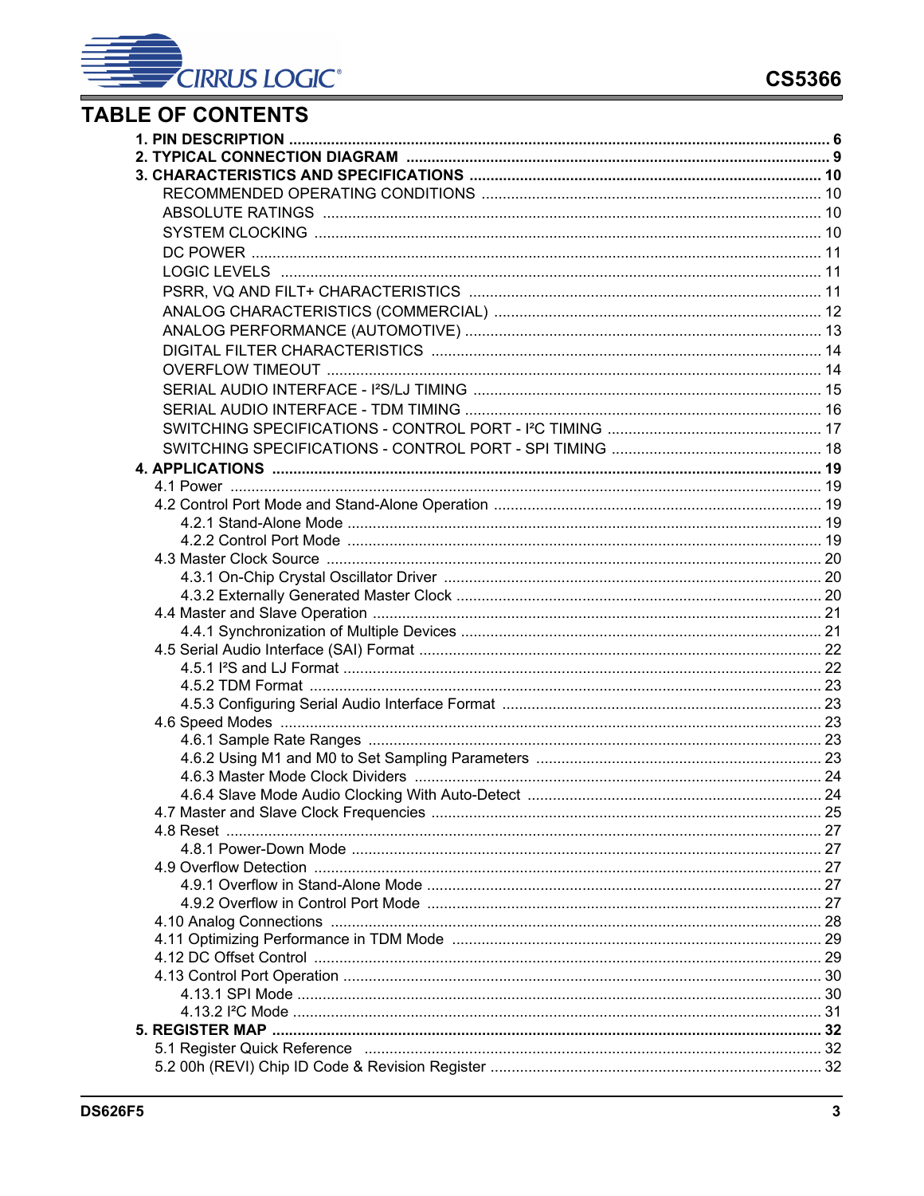# TABLE OF CONTENTS

**1. PIN DESCRIPTION** ..... **6**
**2. TYPICAL CONNECTION DIAGRAM** ..... **9**
**3. CHARACTERISTICS AND SPECIFICATIONS** ..... **10**
- RECOMMENDED OPERATING CONDITIONS ..... 10
- ABSOLUTE RATINGS ..... 10
- SYSTEM CLOCKING ..... 10
- DC POWER ..... 11
- LOGIC LEVELS ..... 11
- PSRR, VQ AND FILT+ CHARACTERISTICS ..... 11
- ANALOG CHARACTERISTICS (COMMERCIAL) ..... 12
- ANALOG PERFORMANCE (AUTOMOTIVE) ..... 13
- DIGITAL FILTER CHARACTERISTICS ..... 14
- OVERFLOW TIMEOUT ..... 14
- SERIAL AUDIO INTERFACE - I²S/LJ TIMING ..... 15
- SERIAL AUDIO INTERFACE - TDM TIMING ..... 16
- SWITCHING SPECIFICATIONS - CONTROL PORT - I²C TIMING ..... 17
- SWITCHING SPECIFICATIONS - CONTROL PORT - SPI TIMING ..... 18

**4. APPLICATIONS** ..... **19**
- 4.1 Power ..... 19
- 4.2 Control Port Mode and Stand-Alone Operation ..... 19
  - 4.2.1 Stand-Alone Mode ..... 19
  - 4.2.2 Control Port Mode ..... 19
- 4.3 Master Clock Source ..... 20
  - 4.3.1 On-Chip Crystal Oscillator Driver ..... 20
  - 4.3.2 Externally Generated Master Clock ..... 20
- 4.4 Master and Slave Operation ..... 21
  - 4.4.1 Synchronization of Multiple Devices ..... 21
- 4.5 Serial Audio Interface (SAI) Format ..... 22
  - 4.5.1 I²S and LJ Format ..... 22
  - 4.5.2 TDM Format ..... 23
  - 4.5.3 Configuring Serial Audio Interface Format ..... 23
- 4.6 Speed Modes ..... 23
  - 4.6.1 Sample Rate Ranges ..... 23
  - 4.6.2 Using M1 and M0 to Set Sampling Parameters ..... 23
  - 4.6.3 Master Mode Clock Dividers ..... 24
  - 4.6.4 Slave Mode Audio Clocking With Auto-Detect ..... 24
- 4.7 Master and Slave Clock Frequencies ..... 25
- 4.8 Reset ..... 27
  - 4.8.1 Power-Down Mode ..... 27
- 4.9 Overflow Detection ..... 27
  - 4.9.1 Overflow in Stand-Alone Mode ..... 27
  - 4.9.2 Overflow in Control Port Mode ..... 27
- 4.10 Analog Connections ..... 28
- 4.11 Optimizing Performance in TDM Mode ..... 29
- 4.12 DC Offset Control ..... 29
- 4.13 Control Port Operation ..... 30
  - 4.13.1 SPI Mode ..... 30
  - 4.13.2 I²C Mode ..... 31

**5. REGISTER MAP** ..... **32**
- 5.1 Register Quick Reference ..... 32
- 5.2 00h (REVI) Chip ID Code & Revision Register ..... 32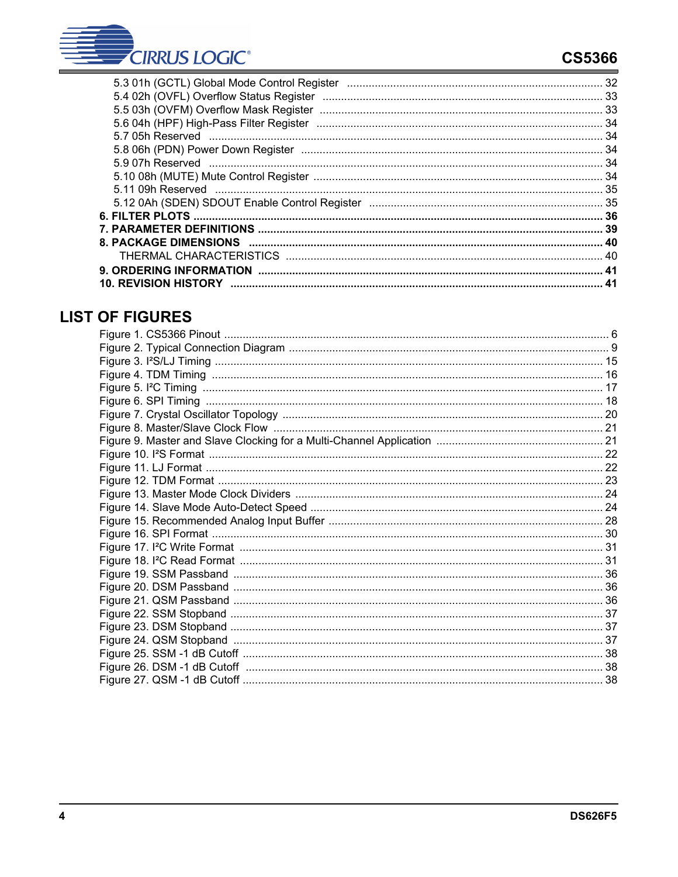5.3 01h (GCTL) Global Mode Control Register .................................................................................. 32
5.4 02h (OVFL) Overflow Status Register .......................................................................................... 33
5.5 03h (OVFM) Overflow Mask Register ........................................................................................... 33
5.6 04h (HPF) High-Pass Filter Register ............................................................................................. 34
5.7 05h Reserved ................................................................................................................................ 34
5.8 06h (PDN) Power Down Register .................................................................................................. 34
5.9 07h Reserved ................................................................................................................................ 34
5.10 08h (MUTE) Mute Control Register ............................................................................................. 34
5.11 09h Reserved .............................................................................................................................. 35
5.12 0Ah (SDEN) SDOUT Enable Control Register ............................................................................ 35

**6. FILTER PLOTS ................................................................................................................................ 36**

**7. PARAMETER DEFINITIONS ............................................................................................................ 39**

**8. PACKAGE DIMENSIONS ................................................................................................................ 40**

THERMAL CHARACTERISTICS ...................................................................................................... 40

**9. ORDERING INFORMATION ............................................................................................................ 41**

**10. REVISION HISTORY ...................................................................................................................... 41**

## LIST OF FIGURES

Figure 1. CS5366 Pinout .......................................................................................................................... 6
Figure 2. Typical Connection Diagram ...................................................................................................... 9
Figure 3. I²S/LJ Timing ............................................................................................................................ 15
Figure 4. TDM Timing ............................................................................................................................. 16
Figure 5. I²C Timing ................................................................................................................................ 17
Figure 6. SPI Timing ............................................................................................................................... 18
Figure 7. Crystal Oscillator Topology ....................................................................................................... 20
Figure 8. Master/Slave Clock Flow .......................................................................................................... 21
Figure 9. Master and Slave Clocking for a Multi-Channel Application ..................................................... 21
Figure 10. I²S Format .............................................................................................................................. 22
Figure 11. LJ Format ............................................................................................................................... 22
Figure 12. TDM Format ........................................................................................................................... 23
Figure 13. Master Mode Clock Dividers ................................................................................................... 24
Figure 14. Slave Mode Auto-Detect Speed ............................................................................................. 24
Figure 15. Recommended Analog Input Buffer ........................................................................................ 28
Figure 16. SPI Format ............................................................................................................................. 30
Figure 17. I²C Write Format .................................................................................................................... 31
Figure 18. I²C Read Format .................................................................................................................... 31
Figure 19. SSM Passband ...................................................................................................................... 36
Figure 20. DSM Passband ...................................................................................................................... 36
Figure 21. QSM Passband ...................................................................................................................... 36
Figure 22. SSM Stopband ....................................................................................................................... 37
Figure 23. DSM Stopband ....................................................................................................................... 37
Figure 24. QSM Stopband ....................................................................................................................... 37
Figure 25. SSM -1 dB Cutoff ................................................................................................................... 38
Figure 26. DSM -1 dB Cutoff .................................................................................................................. 38
Figure 27. QSM -1 dB Cutoff ................................................................................................................... 38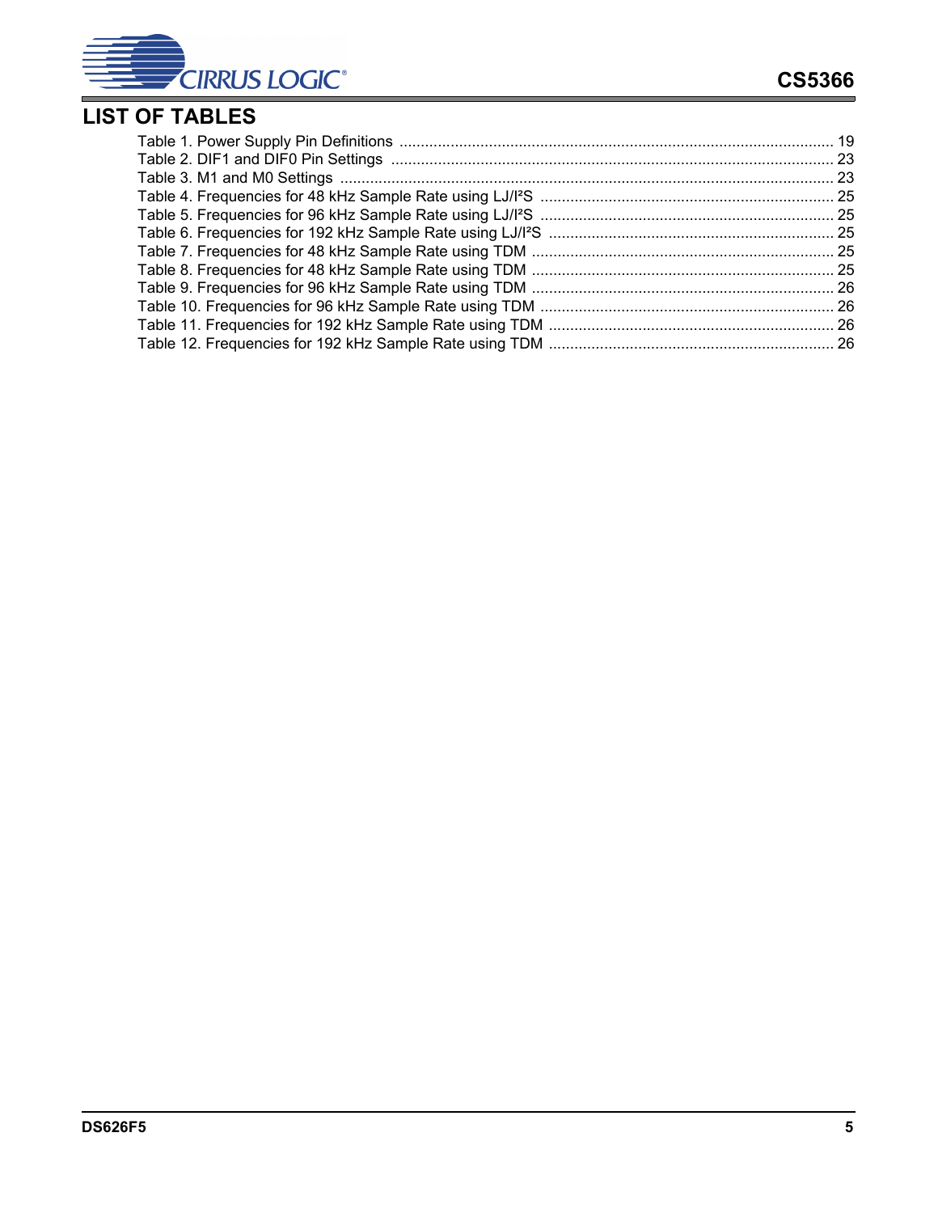## LIST OF TABLES

Table 1. Power Supply Pin Definitions ..................................................................................................... 19
Table 2. DIF1 and DIF0 Pin Settings ...................................................................................................... 23
Table 3. M1 and M0 Settings .................................................................................................................. 23
Table 4. Frequencies for 48 kHz Sample Rate using LJ/I²S .................................................................... 25
Table 5. Frequencies for 96 kHz Sample Rate using LJ/I²S .................................................................... 25
Table 6. Frequencies for 192 kHz Sample Rate using LJ/I²S .................................................................. 25
Table 7. Frequencies for 48 kHz Sample Rate using TDM ...................................................................... 25
Table 8. Frequencies for 48 kHz Sample Rate using TDM ...................................................................... 25
Table 9. Frequencies for 96 kHz Sample Rate using TDM ...................................................................... 26
Table 10. Frequencies for 96 kHz Sample Rate using TDM .................................................................... 26
Table 11. Frequencies for 192 kHz Sample Rate using TDM .................................................................. 26
Table 12. Frequencies for 192 kHz Sample Rate using TDM .................................................................. 26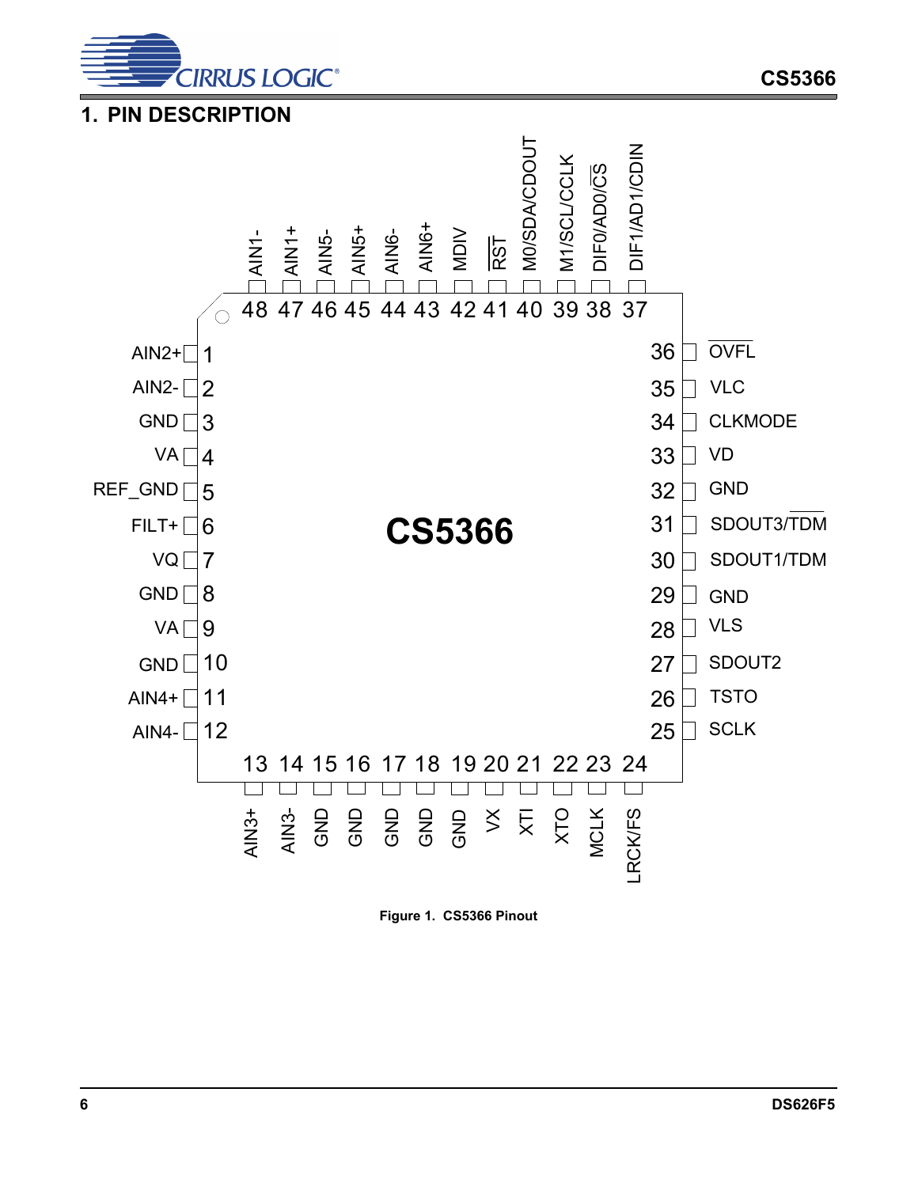# 1. PIN DESCRIPTION

| Pin | Name | Pin | Name |
|---|---|---|---|
| 1 | AIN2+ | 25 | SCLK |
| 2 | AIN2- | 26 | TSTO |
| 3 | GND | 27 | SDOUT2 |
| 4 | VA | 28 | VLS |
| 5 | REF_GND | 29 | GND |
| 6 | FILT+ | 30 | SDOUT1/TDM |
| 7 | VQ | 31 | SDOUT3/$\overline{TDM}$ |
| 8 | GND | 32 | GND |
| 9 | VA | 33 | VD |
| 10 | GND | 34 | CLKMODE |
| 11 | AIN4+ | 35 | VLC |
| 12 | AIN4- | 36 | $\overline{OVFL}$ |
| 13 | AIN3+ | 37 | DIF1/AD1/CDIN |
| 14 | AIN3- | 38 | DIF0/AD0/$\overline{CS}$ |
| 15 | GND | 39 | M1/SCL/CCLK |
| 16 | GND | 40 | M0/SDA/CDOUT |
| 17 | GND | 41 | $\overline{RST}$ |
| 18 | GND | 42 | MDIV |
| 19 | GND | 43 | AIN6+ |
| 20 | VX | 44 | AIN6- |
| 21 | XTI | 45 | AIN5+ |
| 22 | XTO | 46 | AIN5- |
| 23 | MCLK | 47 | AIN1+ |
| 24 | LRCK/FS | 48 | AIN1- |

**Figure 1. CS5366 Pinout**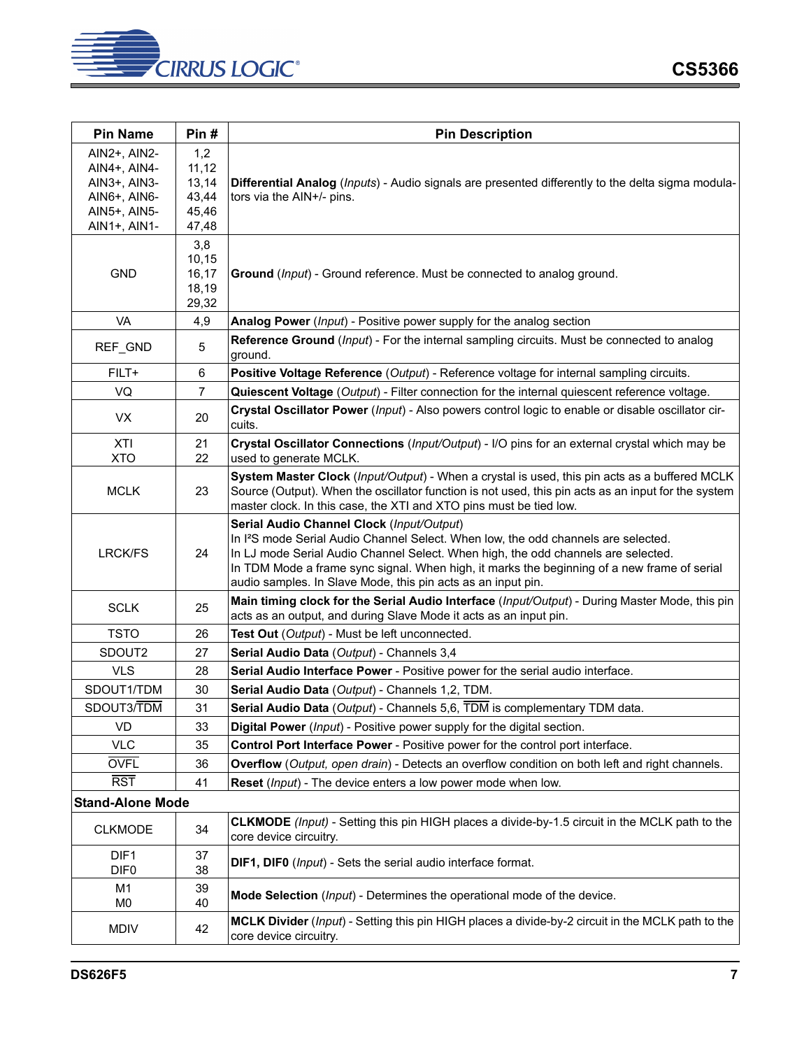| Pin Name | Pin # | Pin Description |
|---|---|---|
| AIN2+, AIN2-<br>AIN4+, AIN4-<br>AIN3+, AIN3-<br>AIN6+, AIN6-<br>AIN5+, AIN5-<br>AIN1+, AIN1- | 1,2<br>11,12<br>13,14<br>43,44<br>45,46<br>47,48 | **Differential Analog** (*Inputs*) - Audio signals are presented differently to the delta sigma modulators via the AIN+/- pins. |
| GND | 3,8<br>10,15<br>16,17<br>18,19<br>29,32 | **Ground** (*Input*) - Ground reference. Must be connected to analog ground. |
| VA | 4,9 | **Analog Power** (*Input*) - Positive power supply for the analog section |
| REF_GND | 5 | **Reference Ground** (*Input*) - For the internal sampling circuits. Must be connected to analog ground. |
| FILT+ | 6 | **Positive Voltage Reference** (*Output*) - Reference voltage for internal sampling circuits. |
| VQ | 7 | **Quiescent Voltage** (*Output*) - Filter connection for the internal quiescent reference voltage. |
| VX | 20 | **Crystal Oscillator Power** (*Input*) - Also powers control logic to enable or disable oscillator circuits. |
| XTI<br>XTO | 21<br>22 | **Crystal Oscillator Connections** (*Input/Output*) - I/O pins for an external crystal which may be used to generate MCLK. |
| MCLK | 23 | **System Master Clock** (*Input/Output*) - When a crystal is used, this pin acts as a buffered MCLK Source (Output). When the oscillator function is not used, this pin acts as an input for the system master clock. In this case, the XTI and XTO pins must be tied low. |
| LRCK/FS | 24 | **Serial Audio Channel Clock** (*Input/Output*)<br>In I²S mode Serial Audio Channel Select. When low, the odd channels are selected.<br>In LJ mode Serial Audio Channel Select. When high, the odd channels are selected.<br>In TDM Mode a frame sync signal. When high, it marks the beginning of a new frame of serial audio samples. In Slave Mode, this pin acts as an input pin. |
| SCLK | 25 | **Main timing clock for the Serial Audio Interface** (*Input/Output*) - During Master Mode, this pin acts as an output, and during Slave Mode it acts as an input pin. |
| TSTO | 26 | **Test Out** (*Output*) - Must be left unconnected. |
| SDOUT2 | 27 | **Serial Audio Data** (*Output*) - Channels 3,4 |
| VLS | 28 | **Serial Audio Interface Power** - Positive power for the serial audio interface. |
| SDOUT1/TDM | 30 | **Serial Audio Data** (*Output*) - Channels 1,2, TDM. |
| SDOUT3/$\overline{\text{TDM}}$ | 31 | **Serial Audio Data** (*Output*) - Channels 5,6, $\overline{\text{TDM}}$ is complementary TDM data. |
| VD | 33 | **Digital Power** (*Input*) - Positive power supply for the digital section. |
| VLC | 35 | **Control Port Interface Power** - Positive power for the control port interface. |
| $\overline{\text{OVFL}}$ | 36 | **Overflow** (*Output, open drain*) - Detects an overflow condition on both left and right channels. |
| $\overline{\text{RST}}$ | 41 | **Reset** (*Input*) - The device enters a low power mode when low. |
| **Stand-Alone Mode** | | |
| CLKMODE | 34 | **CLKMODE** *(Input)* - Setting this pin HIGH places a divide-by-1.5 circuit in the MCLK path to the core device circuitry. |
| DIF1<br>DIF0 | 37<br>38 | **DIF1, DIF0** (*Input*) - Sets the serial audio interface format. |
| M1<br>M0 | 39<br>40 | **Mode Selection** (*Input*) - Determines the operational mode of the device. |
| MDIV | 42 | **MCLK Divider** (*Input*) - Setting this pin HIGH places a divide-by-2 circuit in the MCLK path to the core device circuitry. |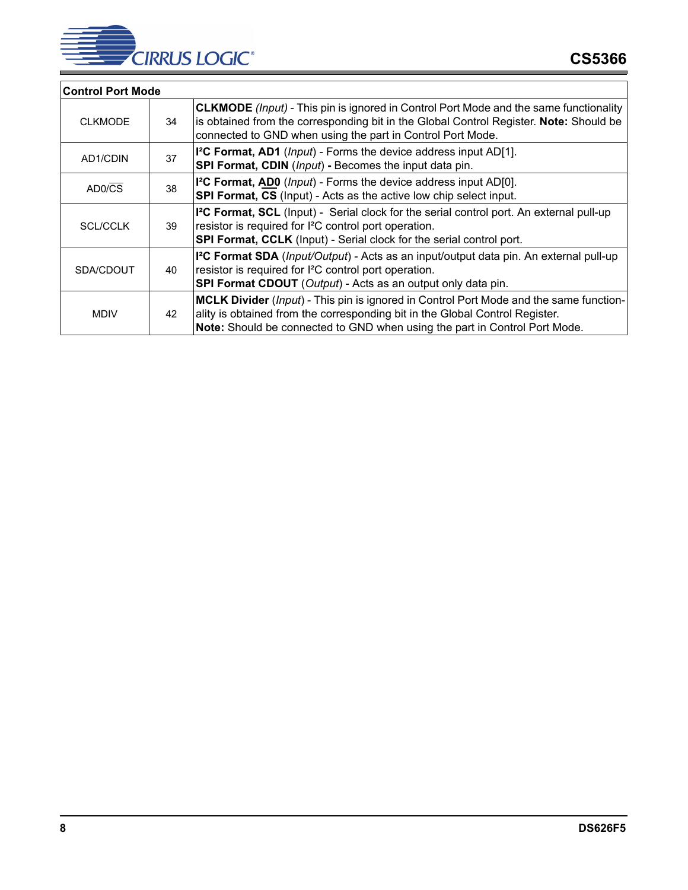| Control Port Mode | | |
|---|---|---|
| CLKMODE | 34 | **CLKMODE** *(Input)* - This pin is ignored in Control Port Mode and the same functionality is obtained from the corresponding bit in the Global Control Register. **Note:** Should be connected to GND when using the part in Control Port Mode. |
| AD1/CDIN | 37 | **I²C Format, AD1** (*Input*) - Forms the device address input AD[1].<br>**SPI Format, CDIN** (*Input*) **-** Becomes the input data pin. |
| AD0/$\overline{\text{CS}}$ | 38 | **I²C Format, AD0** (*Input*) - Forms the device address input AD[0].<br>**SPI Format, $\overline{\text{CS}}$** (Input) - Acts as the active low chip select input. |
| SCL/CCLK | 39 | **I²C Format, SCL** (Input) - Serial clock for the serial control port. An external pull-up resistor is required for I²C control port operation.<br>**SPI Format, CCLK** (Input) - Serial clock for the serial control port. |
| SDA/CDOUT | 40 | **I²C Format SDA** (*Input/Output*) - Acts as an input/output data pin. An external pull-up resistor is required for I²C control port operation.<br>**SPI Format CDOUT** (*Output*) - Acts as an output only data pin. |
| MDIV | 42 | **MCLK Divider** (*Input*) - This pin is ignored in Control Port Mode and the same functionality is obtained from the corresponding bit in the Global Control Register.<br>**Note:** Should be connected to GND when using the part in Control Port Mode. |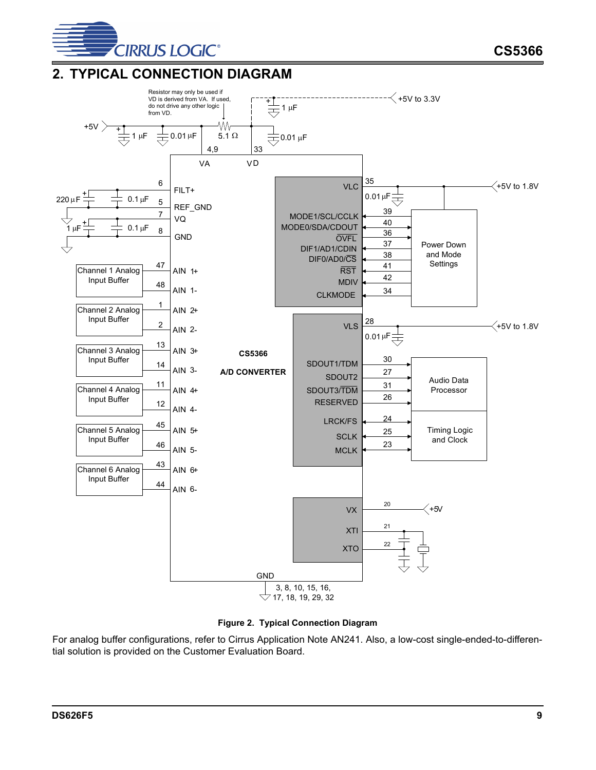## 2. TYPICAL CONNECTION DIAGRAM

Figure 2. Typical Connection Diagram

For analog buffer configurations, refer to Cirrus Application Note AN241. Also, a low-cost single-ended-to-differential solution is provided on the Customer Evaluation Board.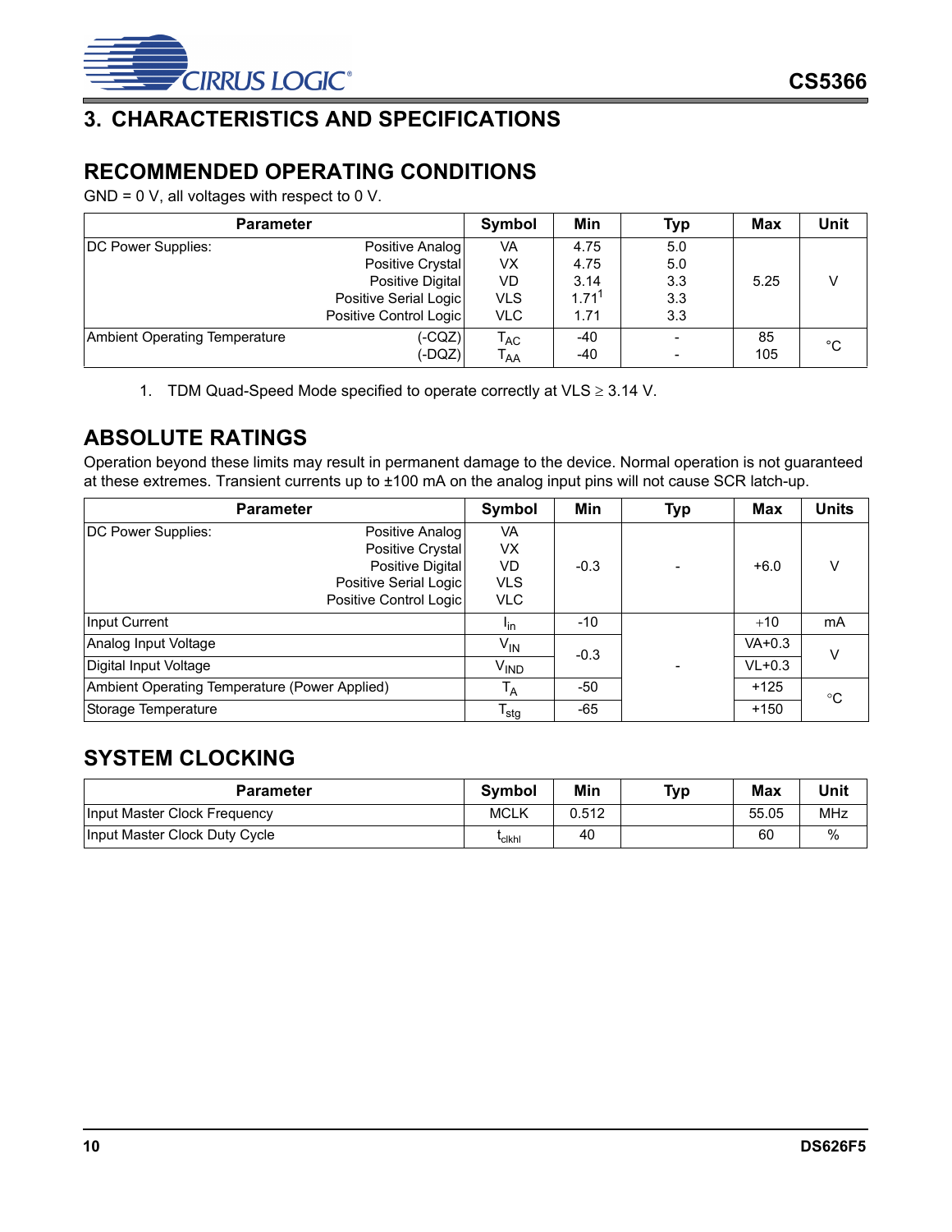# 3. CHARACTERISTICS AND SPECIFICATIONS

## RECOMMENDED OPERATING CONDITIONS

GND = 0 V, all voltages with respect to 0 V.

| Parameter | | Symbol | Min | Typ | Max | Unit |
|---|---|---|---|---|---|---|
| DC Power Supplies: | Positive Analog | VA | 4.75 | 5.0 | | |
| | Positive Crystal | VX | 4.75 | 5.0 | | |
| | Positive Digital | VD | 3.14 | 3.3 | 5.25 | V |
| | Positive Serial Logic | VLS | 1.71[1] | 3.3 | | |
| | Positive Control Logic | VLC | 1.71 | 3.3 | | |
| Ambient Operating Temperature | (-CQZ) | $T_{AC}$ | -40 | - | 85 | °C |
| | (-DQZ) | $T_{AA}$ | -40 | - | 105 | |

1. TDM Quad-Speed Mode specified to operate correctly at VLS ≥ 3.14 V.

## ABSOLUTE RATINGS

Operation beyond these limits may result in permanent damage to the device. Normal operation is not guaranteed at these extremes. Transient currents up to ±100 mA on the analog input pins will not cause SCR latch-up.

| Parameter | | Symbol | Min | Typ | Max | Units |
|---|---|---|---|---|---|---|
| DC Power Supplies: | Positive Analog | VA | | | | |
| | Positive Crystal | VX | | | | |
| | Positive Digital | VD | -0.3 | - | +6.0 | V |
| | Positive Serial Logic | VLS | | | | |
| | Positive Control Logic | VLC | | | | |
| Input Current | | $I_{in}$ | -10 | | +10 | mA |
| Analog Input Voltage | | $V_{IN}$ | -0.3 | | VA+0.3 | V |
| Digital Input Voltage | | $V_{IND}$ | -0.3 | - | VL+0.3 | V |
| Ambient Operating Temperature (Power Applied) | | $T_A$ | -50 | | +125 | °C |
| Storage Temperature | | $T_{stg}$ | -65 | | +150 | °C |

## SYSTEM CLOCKING

| Parameter | Symbol | Min | Typ | Max | Unit |
|---|---|---|---|---|---|
| Input Master Clock Frequency | MCLK | 0.512 | | 55.05 | MHz |
| Input Master Clock Duty Cycle | $t_{clkhl}$ | 40 | | 60 | % |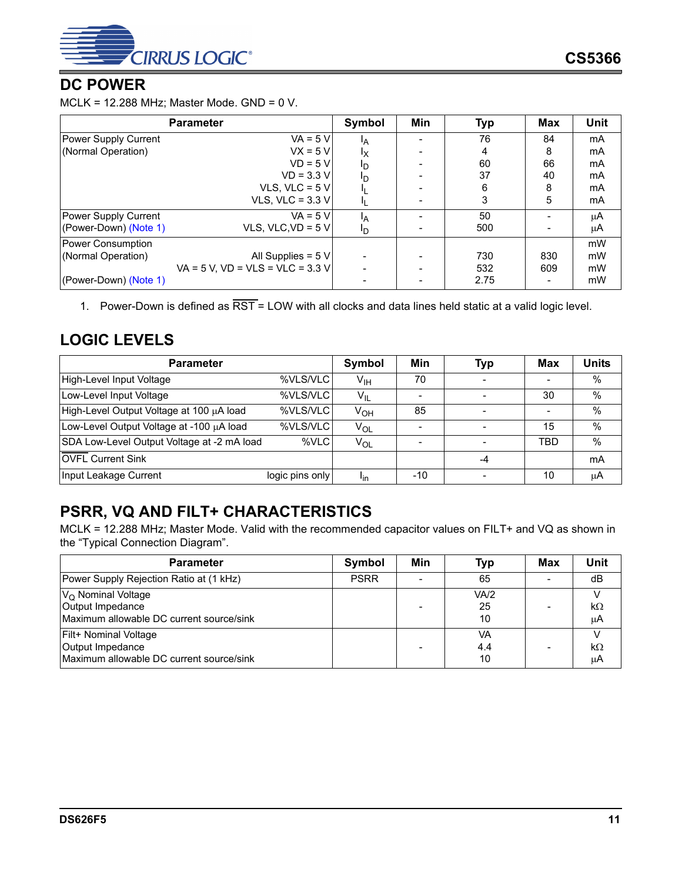## DC POWER

MCLK = 12.288 MHz; Master Mode. GND = 0 V.

| Parameter | | Symbol | Min | Typ | Max | Unit |
|---|---|---|---|---|---|---|
| Power Supply Current (Normal Operation) | VA = 5 V | $I_A$ | - | 76 | 84 | mA |
| | VX = 5 V | $I_X$ | - | 4 | 8 | mA |
| | VD = 5 V | $I_D$ | - | 60 | 66 | mA |
| | VD = 3.3 V | $I_D$ | - | 37 | 40 | mA |
| | VLS, VLC = 5 V | $I_L$ | - | 6 | 8 | mA |
| | VLS, VLC = 3.3 V | $I_L$ | - | 3 | 5 | mA |
| Power Supply Current (Power-Down) (Note 1) | VA = 5 V | $I_A$ | - | 50 | - | µA |
| | VLS, VLC,VD = 5 V | $I_D$ | - | 500 | - | µA |
| Power Consumption (Normal Operation) | All Supplies = 5 V | - | - | 730 | 830 | mW |
| | VA = 5 V, VD = VLS = VLC = 3.3 V | - | - | 532 | 609 | mW |
| (Power-Down) (Note 1) | | - | - | 2.75 | - | mW |

1. Power-Down is defined as $\overline{\text{RST}}$ = LOW with all clocks and data lines held static at a valid logic level.

## LOGIC LEVELS

| Parameter | | Symbol | Min | Typ | Max | Units |
|---|---|---|---|---|---|---|
| High-Level Input Voltage | %VLS/VLC | $V_{IH}$ | 70 | - | - | % |
| Low-Level Input Voltage | %VLS/VLC | $V_{IL}$ | - | - | 30 | % |
| High-Level Output Voltage at 100 µA load | %VLS/VLC | $V_{OH}$ | 85 | - | - | % |
| Low-Level Output Voltage at -100 µA load | %VLS/VLC | $V_{OL}$ | - | - | 15 | % |
| SDA Low-Level Output Voltage at -2 mA load | %VLC | $V_{OL}$ | - | - | TBD | % |
| $\overline{\text{OVFL}}$ Current Sink | | | | -4 | | mA |
| Input Leakage Current | logic pins only | $I_{in}$ | -10 | - | 10 | µA |

## PSRR, VQ AND FILT+ CHARACTERISTICS

MCLK = 12.288 MHz; Master Mode. Valid with the recommended capacitor values on FILT+ and VQ as shown in the "Typical Connection Diagram".

| Parameter | Symbol | Min | Typ | Max | Unit |
|---|---|---|---|---|---|
| Power Supply Rejection Ratio at (1 kHz) | PSRR | - | 65 | - | dB |
| $V_Q$ Nominal Voltage | | | VA/2 | | V |
| Output Impedance | | - | 25 | - | kΩ |
| Maximum allowable DC current source/sink | | | 10 | | µA |
| Filt+ Nominal Voltage | | | VA | | V |
| Output Impedance | | - | 4.4 | - | kΩ |
| Maximum allowable DC current source/sink | | | 10 | | µA |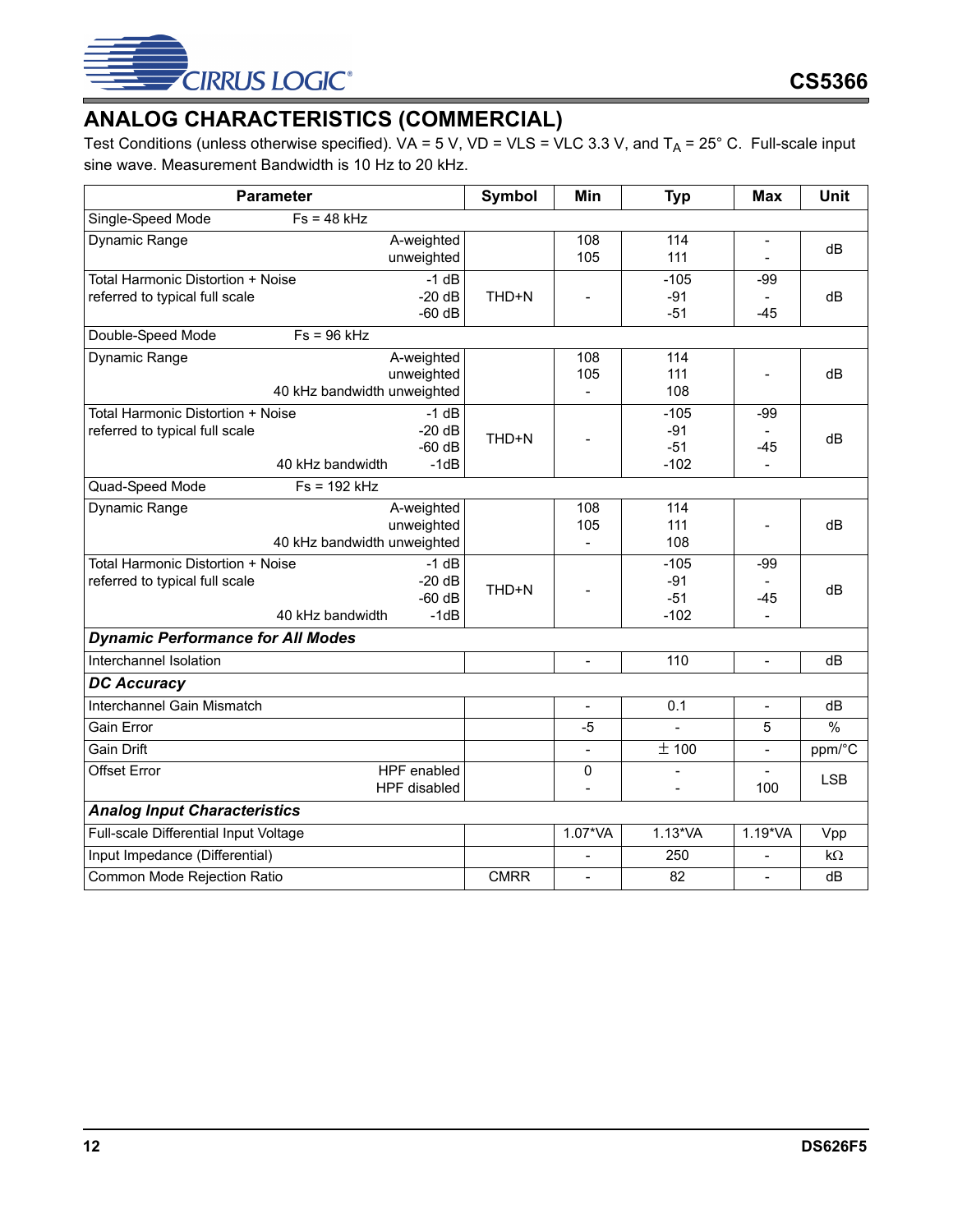## ANALOG CHARACTERISTICS (COMMERCIAL)

Test Conditions (unless otherwise specified). VA = 5 V, VD = VLS = VLC 3.3 V, and $T_A$ = 25° C. Full-scale input sine wave. Measurement Bandwidth is 10 Hz to 20 kHz.

| Parameter | | Symbol | Min | Typ | Max | Unit |
|---|---|---|---|---|---|---|
| Single-Speed Mode | Fs = 48 kHz | | | | | |
| Dynamic Range | A-weighted<br>unweighted | | 108<br>105 | 114<br>111 | -<br>- | dB |
| Total Harmonic Distortion + Noise referred to typical full scale | -1 dB<br>-20 dB<br>-60 dB | THD+N | - | -105<br>-91<br>-51 | -99<br>-<br>-45 | dB |
| Double-Speed Mode | Fs = 96 kHz | | | | | |
| Dynamic Range | A-weighted<br>unweighted<br>40 kHz bandwidth unweighted | | 108<br>105<br>- | 114<br>111<br>108 | - | dB |
| Total Harmonic Distortion + Noise referred to typical full scale | -1 dB<br>-20 dB<br>-60 dB<br>40 kHz bandwidth -1dB | THD+N | - | -105<br>-91<br>-51<br>-102 | -99<br>-<br>-45<br>- | dB |
| Quad-Speed Mode | Fs = 192 kHz | | | | | |
| Dynamic Range | A-weighted<br>unweighted<br>40 kHz bandwidth unweighted | | 108<br>105<br>- | 114<br>111<br>108 | - | dB |
| Total Harmonic Distortion + Noise referred to typical full scale | -1 dB<br>-20 dB<br>-60 dB<br>40 kHz bandwidth -1dB | THD+N | - | -105<br>-91<br>-51<br>-102 | -99<br>-<br>-45<br>- | dB |
| ***Dynamic Performance for All Modes*** | | | | | | |
| Interchannel Isolation | | | - | 110 | - | dB |
| ***DC Accuracy*** | | | | | | |
| Interchannel Gain Mismatch | | | - | 0.1 | - | dB |
| Gain Error | | | -5 | - | 5 | % |
| Gain Drift | | | - | ± 100 | - | ppm/°C |
| Offset Error | HPF enabled<br>HPF disabled | | 0<br>- | -<br>- | -<br>100 | LSB |
| ***Analog Input Characteristics*** | | | | | | |
| Full-scale Differential Input Voltage | | | 1.07*VA | 1.13*VA | 1.19*VA | Vpp |
| Input Impedance (Differential) | | | - | 250 | - | kΩ |
| Common Mode Rejection Ratio | | CMRR | - | 82 | - | dB |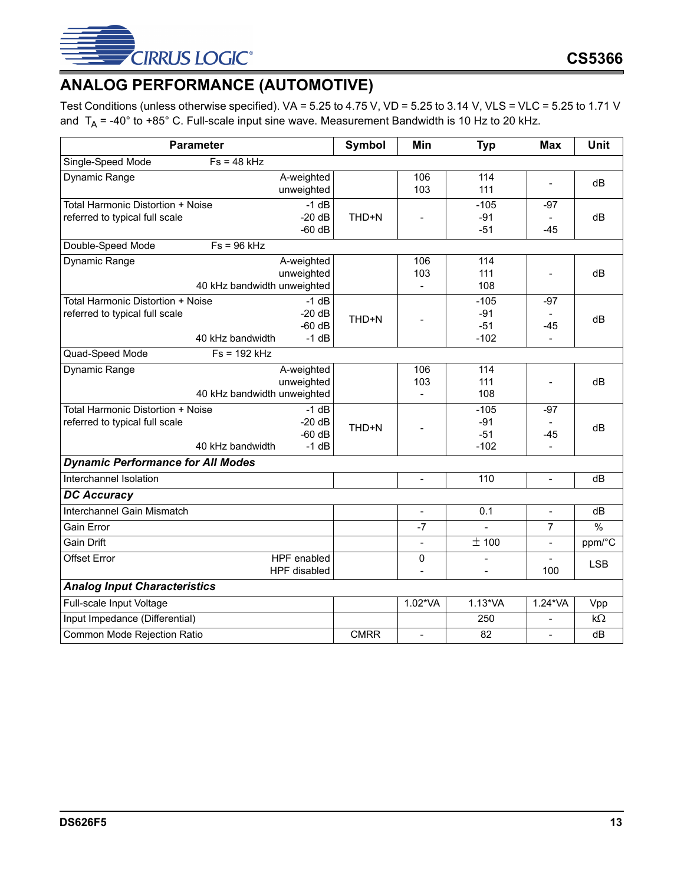## ANALOG PERFORMANCE (AUTOMOTIVE)

Test Conditions (unless otherwise specified). VA = 5.25 to 4.75 V, VD = 5.25 to 3.14 V, VLS = VLC = 5.25 to 1.71 V and $T_A$ = -40° to +85° C. Full-scale input sine wave. Measurement Bandwidth is 10 Hz to 20 kHz.

| Parameter | | Symbol | Min | Typ | Max | Unit |
|---|---|---|---|---|---|---|
| Single-Speed Mode Fs = 48 kHz | | | | | | |
| Dynamic Range | A-weighted<br>unweighted | | 106<br>103 | 114<br>111 | - | dB |
| Total Harmonic Distortion + Noise<br>referred to typical full scale | -1 dB<br>-20 dB<br>-60 dB | THD+N | - | -105<br>-91<br>-51 | -97<br>-<br>-45 | dB |
| Double-Speed Mode Fs = 96 kHz | | | | | | |
| Dynamic Range | A-weighted<br>unweighted<br>40 kHz bandwidth unweighted | | 106<br>103<br>- | 114<br>111<br>108 | - | dB |
| Total Harmonic Distortion + Noise<br>referred to typical full scale | -1 dB<br>-20 dB<br>-60 dB<br>40 kHz bandwidth -1 dB | THD+N | - | -105<br>-91<br>-51<br>-102 | -97<br>-<br>-45<br>- | dB |
| Quad-Speed Mode Fs = 192 kHz | | | | | | |
| Dynamic Range | A-weighted<br>unweighted<br>40 kHz bandwidth unweighted | | 106<br>103<br>- | 114<br>111<br>108 | - | dB |
| Total Harmonic Distortion + Noise<br>referred to typical full scale | -1 dB<br>-20 dB<br>-60 dB<br>40 kHz bandwidth -1 dB | THD+N | - | -105<br>-91<br>-51<br>-102 | -97<br>-<br>-45<br>- | dB |
| ***Dynamic Performance for All Modes*** | | | | | | |
| Interchannel Isolation | | | - | 110 | - | dB |
| ***DC Accuracy*** | | | | | | |
| Interchannel Gain Mismatch | | | - | 0.1 | - | dB |
| Gain Error | | | -7 | - | 7 | % |
| Gain Drift | | | - | ± 100 | - | ppm/°C |
| Offset Error | HPF enabled<br>HPF disabled | | 0<br>- | -<br>- | -<br>100 | LSB |
| ***Analog Input Characteristics*** | | | | | | |
| Full-scale Input Voltage | | | 1.02*VA | 1.13*VA | 1.24*VA | Vpp |
| Input Impedance (Differential) | | | | 250 | - | kΩ |
| Common Mode Rejection Ratio | | CMRR | - | 82 | - | dB |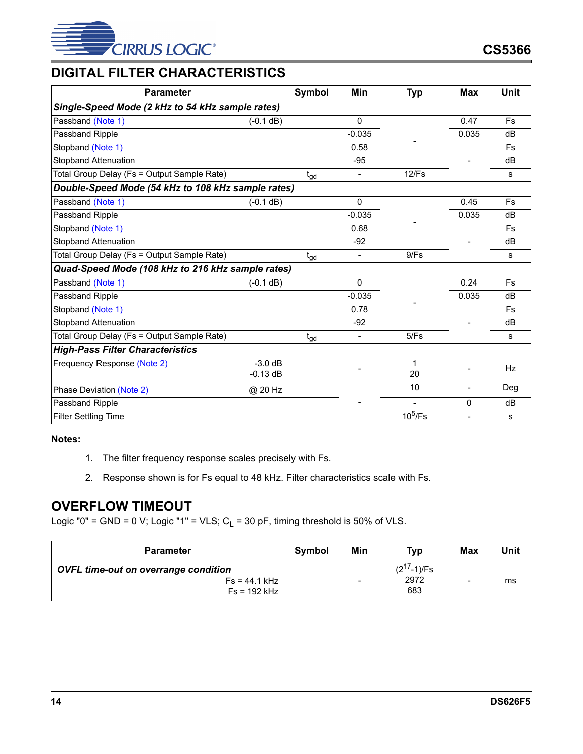## DIGITAL FILTER CHARACTERISTICS

| Parameter | | Symbol | Min | Typ | Max | Unit |
|---|---|---|---|---|---|---|
| ***Single-Speed Mode (2 kHz to 54 kHz sample rates)*** | | | | | | |
| Passband (Note 1) | (-0.1 dB) | | 0 | - | 0.47 | Fs |
| Passband Ripple | | | -0.035 | | 0.035 | dB |
| Stopband (Note 1) | | | 0.58 | | - | Fs |
| Stopband Attenuation | | | -95 | | | dB |
| Total Group Delay (Fs = Output Sample Rate) | | $t_{gd}$ | - | 12/Fs | | s |
| ***Double-Speed Mode (54 kHz to 108 kHz sample rates)*** | | | | | | |
| Passband (Note 1) | (-0.1 dB) | | 0 | - | 0.45 | Fs |
| Passband Ripple | | | -0.035 | | 0.035 | dB |
| Stopband (Note 1) | | | 0.68 | | - | Fs |
| Stopband Attenuation | | | -92 | | | dB |
| Total Group Delay (Fs = Output Sample Rate) | | $t_{gd}$ | - | 9/Fs | | s |
| ***Quad-Speed Mode (108 kHz to 216 kHz sample rates)*** | | | | | | |
| Passband (Note 1) | (-0.1 dB) | | 0 | - | 0.24 | Fs |
| Passband Ripple | | | -0.035 | | 0.035 | dB |
| Stopband (Note 1) | | | 0.78 | | - | Fs |
| Stopband Attenuation | | | -92 | | | dB |
| Total Group Delay (Fs = Output Sample Rate) | | $t_{gd}$ | - | 5/Fs | | s |
| ***High-Pass Filter Characteristics*** | | | | | | |
| Frequency Response (Note 2) | -3.0 dB<br>-0.13 dB | | - | 1<br>20 | - | Hz |
| Phase Deviation (Note 2) | @ 20 Hz | | - | 10 | - | Deg |
| Passband Ripple | | | | - | 0 | dB |
| Filter Settling Time | | | | $10^5$/Fs | - | s |

**Notes:**

1. The filter frequency response scales precisely with Fs.
2. Response shown is for Fs equal to 48 kHz. Filter characteristics scale with Fs.

## OVERFLOW TIMEOUT

Logic "0" = GND = 0 V; Logic "1" = VLS; $C_L$ = 30 pF, timing threshold is 50% of VLS.

| Parameter | Symbol | Min | Typ | Max | Unit |
|---|---|---|---|---|---|
| ***OVFL time-out on overrange condition***<br>Fs = 44.1 kHz<br>Fs = 192 kHz | | - | $(2^{17}-1)$/Fs<br>2972<br>683 | - | ms |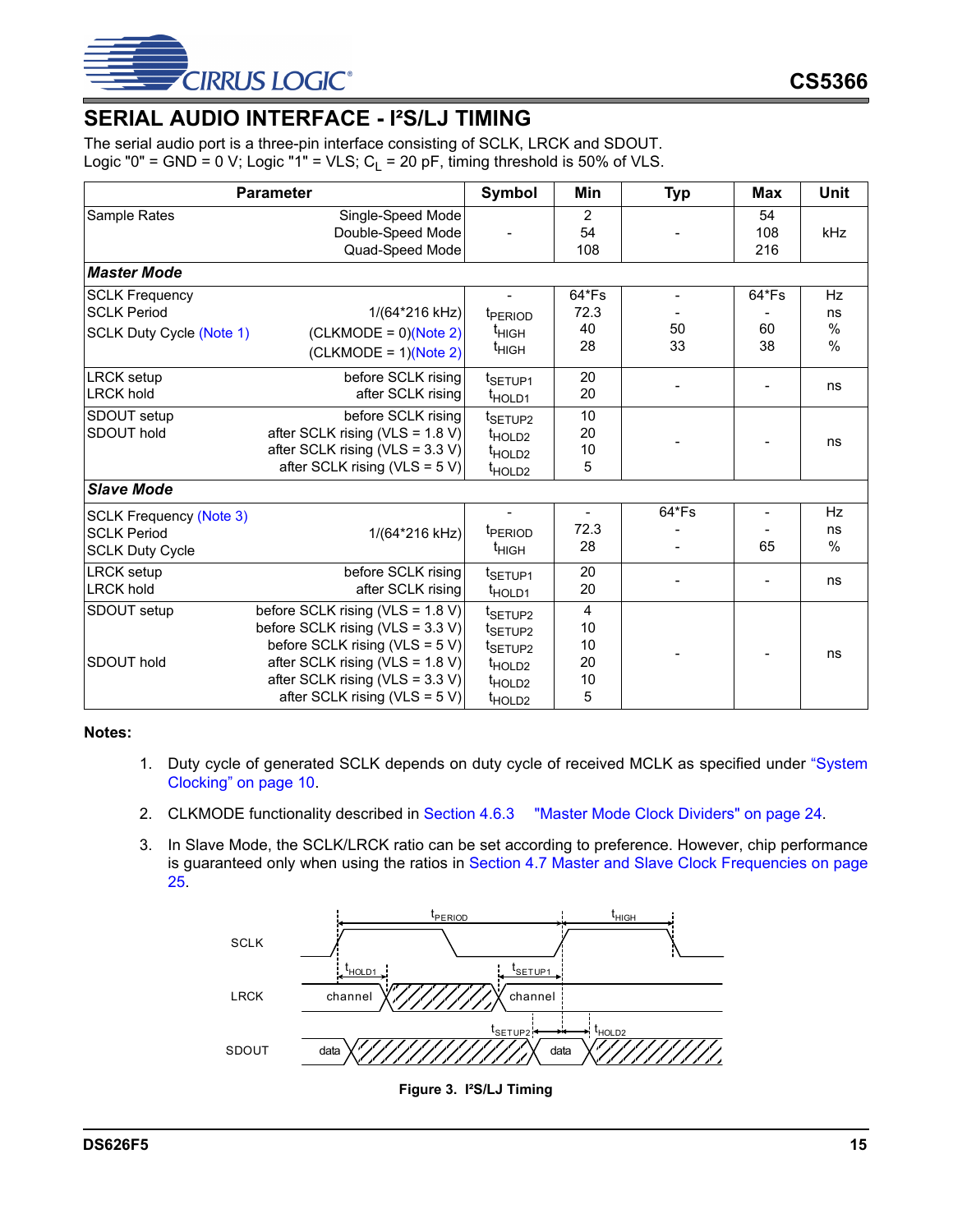## SERIAL AUDIO INTERFACE - I²S/LJ TIMING

The serial audio port is a three-pin interface consisting of SCLK, LRCK and SDOUT.
Logic "0" = GND = 0 V; Logic "1" = VLS; $C_L$ = 20 pF, timing threshold is 50% of VLS.

| Parameter | | Symbol | Min | Typ | Max | Unit |
|---|---|---|---|---|---|---|
| Sample Rates | Single-Speed Mode<br>Double-Speed Mode<br>Quad-Speed Mode | - | 2<br>54<br>108 | - | 54<br>108<br>216 | kHz |
| ***Master Mode*** | | | | | | |
| SCLK Frequency | | - | 64*Fs | - | 64*Fs | Hz |
| SCLK Period | 1/(64*216 kHz) | $t_{PERIOD}$ | 72.3 | - | - | ns |
| SCLK Duty Cycle (Note 1) | (CLKMODE = 0)(Note 2) | $t_{HIGH}$ | 40 | 50 | 60 | % |
| | (CLKMODE = 1)(Note 2) | $t_{HIGH}$ | 28 | 33 | 38 | % |
| LRCK setup | before SCLK rising | $t_{SETUP1}$ | 20 | - | - | ns |
| LRCK hold | after SCLK rising | $t_{HOLD1}$ | 20 | | | ns |
| SDOUT setup | before SCLK rising | $t_{SETUP2}$ | 10 | - | - | ns |
| SDOUT hold | after SCLK rising (VLS = 1.8 V) | $t_{HOLD2}$ | 20 | | | ns |
| | after SCLK rising (VLS = 3.3 V) | $t_{HOLD2}$ | 10 | | | ns |
| | after SCLK rising (VLS = 5 V) | $t_{HOLD2}$ | 5 | | | ns |
| ***Slave Mode*** | | | | | | |
| SCLK Frequency (Note 3) | | - | - | 64*Fs | - | Hz |
| SCLK Period | 1/(64*216 kHz) | $t_{PERIOD}$ | 72.3 | - | - | ns |
| SCLK Duty Cycle | | $t_{HIGH}$ | 28 | - | 65 | % |
| LRCK setup | before SCLK rising | $t_{SETUP1}$ | 20 | - | - | ns |
| LRCK hold | after SCLK rising | $t_{HOLD1}$ | 20 | | | ns |
| SDOUT setup | before SCLK rising (VLS = 1.8 V) | $t_{SETUP2}$ | 4 | - | - | ns |
| | before SCLK rising (VLS = 3.3 V) | $t_{SETUP2}$ | 10 | | | ns |
| | before SCLK rising (VLS = 5 V) | $t_{SETUP2}$ | 10 | | | ns |
| SDOUT hold | after SCLK rising (VLS = 1.8 V) | $t_{HOLD2}$ | 20 | | | ns |
| | after SCLK rising (VLS = 3.3 V) | $t_{HOLD2}$ | 10 | | | ns |
| | after SCLK rising (VLS = 5 V) | $t_{HOLD2}$ | 5 | | | ns |

**Notes:**

1. Duty cycle of generated SCLK depends on duty cycle of received MCLK as specified under "System Clocking" on page 10.
2. CLKMODE functionality described in Section 4.6.3 "Master Mode Clock Dividers" on page 24.
3. In Slave Mode, the SCLK/LRCK ratio can be set according to preference. However, chip performance is guaranteed only when using the ratios in Section 4.7 Master and Slave Clock Frequencies on page 25.

**Figure 3. I²S/LJ Timing**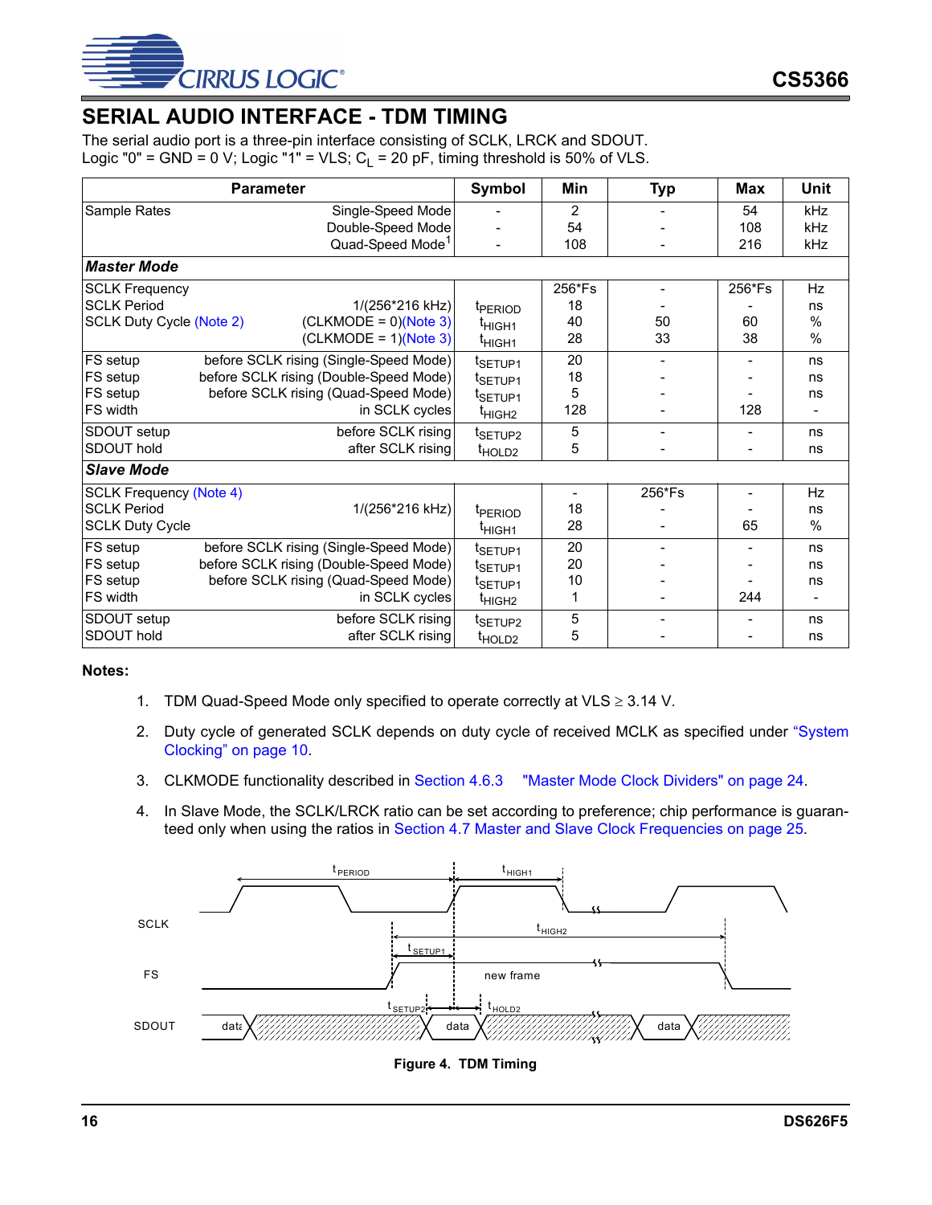## SERIAL AUDIO INTERFACE - TDM TIMING

The serial audio port is a three-pin interface consisting of SCLK, LRCK and SDOUT.
Logic "0" = GND = 0 V; Logic "1" = VLS; $C_L$ = 20 pF, timing threshold is 50% of VLS.

| Parameter | | Symbol | Min | Typ | Max | Unit |
|---|---|---|---|---|---|---|
| Sample Rates | Single-Speed Mode | - | 2 | - | 54 | kHz |
| | Double-Speed Mode | - | 54 | - | 108 | kHz |
| | Quad-Speed Mode[1] | - | 108 | - | 216 | kHz |
| ***Master Mode*** | | | | | | |
| SCLK Frequency | | | 256*Fs | - | 256*Fs | Hz |
| SCLK Period | 1/(256*216 kHz) | $t_{PERIOD}$ | 18 | - | - | ns |
| SCLK Duty Cycle (Note 2) | (CLKMODE = 0)(Note 3) | $t_{HIGH1}$ | 40 | 50 | 60 | % |
| | (CLKMODE = 1)(Note 3) | $t_{HIGH1}$ | 28 | 33 | 38 | % |
| FS setup | before SCLK rising (Single-Speed Mode) | $t_{SETUP1}$ | 20 | - | - | ns |
| FS setup | before SCLK rising (Double-Speed Mode) | $t_{SETUP1}$ | 18 | - | - | ns |
| FS setup | before SCLK rising (Quad-Speed Mode) | $t_{SETUP1}$ | 5 | - | - | ns |
| FS width | in SCLK cycles | $t_{HIGH2}$ | 128 | - | 128 | - |
| SDOUT setup | before SCLK rising | $t_{SETUP2}$ | 5 | - | - | ns |
| SDOUT hold | after SCLK rising | $t_{HOLD2}$ | 5 | - | - | ns |
| ***Slave Mode*** | | | | | | |
| SCLK Frequency (Note 4) | | | - | 256*Fs | - | Hz |
| SCLK Period | 1/(256*216 kHz) | $t_{PERIOD}$ | 18 | - | - | ns |
| SCLK Duty Cycle | | $t_{HIGH1}$ | 28 | - | 65 | % |
| FS setup | before SCLK rising (Single-Speed Mode) | $t_{SETUP1}$ | 20 | - | - | ns |
| FS setup | before SCLK rising (Double-Speed Mode) | $t_{SETUP1}$ | 20 | - | - | ns |
| FS setup | before SCLK rising (Quad-Speed Mode) | $t_{SETUP1}$ | 10 | - | - | ns |
| FS width | in SCLK cycles | $t_{HIGH2}$ | 1 | - | 244 | - |
| SDOUT setup | before SCLK rising | $t_{SETUP2}$ | 5 | - | - | ns |
| SDOUT hold | after SCLK rising | $t_{HOLD2}$ | 5 | - | - | ns |

**Notes:**

1. TDM Quad-Speed Mode only specified to operate correctly at VLS ≥ 3.14 V.
2. Duty cycle of generated SCLK depends on duty cycle of received MCLK as specified under "System Clocking" on page 10.
3. CLKMODE functionality described in Section 4.6.3 "Master Mode Clock Dividers" on page 24.
4. In Slave Mode, the SCLK/LRCK ratio can be set according to preference; chip performance is guaranteed only when using the ratios in Section 4.7 Master and Slave Clock Frequencies on page 25.

**Figure 4. TDM Timing**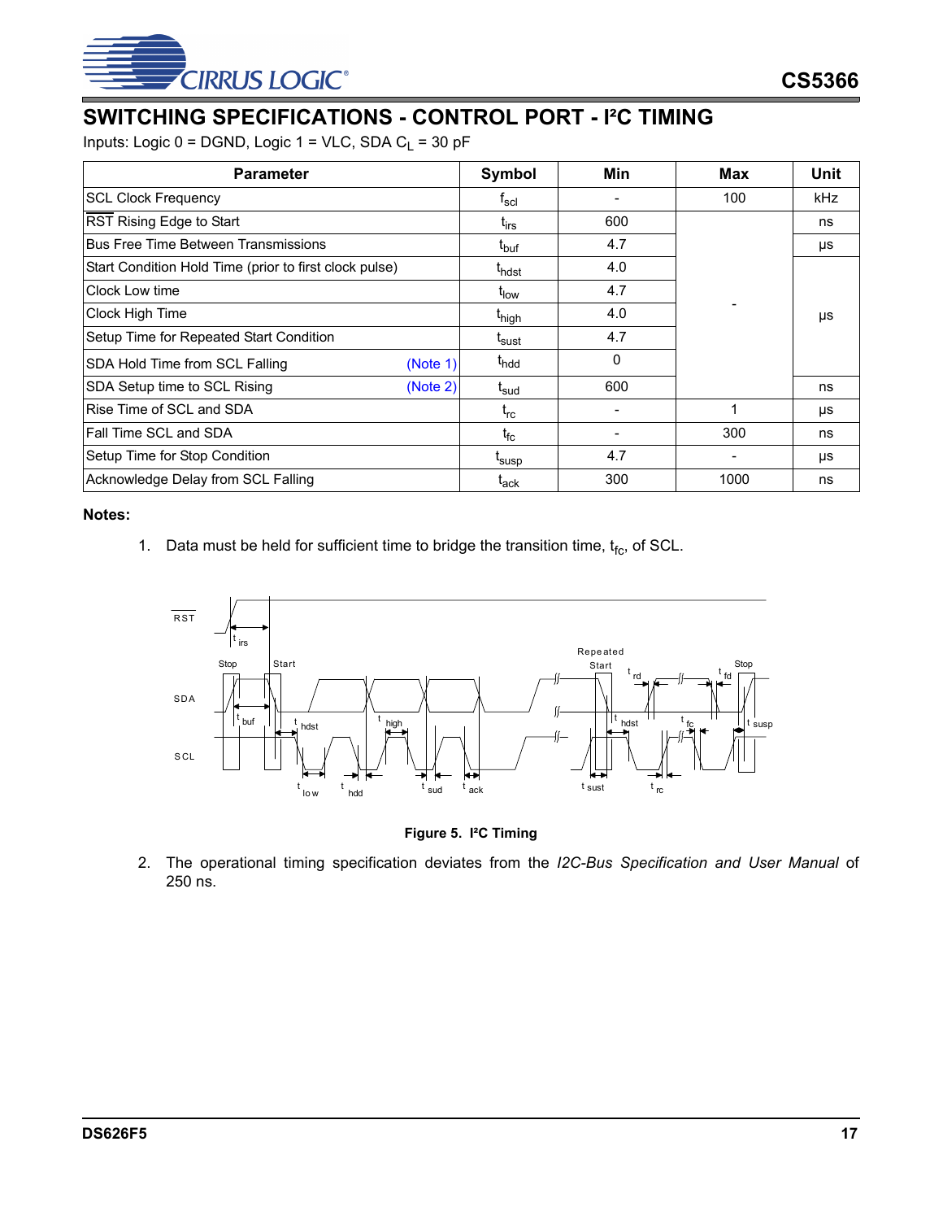## SWITCHING SPECIFICATIONS - CONTROL PORT - I²C TIMING

Inputs: Logic 0 = DGND, Logic 1 = VLC, SDA $C_L$ = 30 pF

| Parameter | Symbol | Min | Max | Unit |
|---|---|---|---|---|
| SCL Clock Frequency | $f_{scl}$ | - | 100 | kHz |
| RST Rising Edge to Start | $t_{irs}$ | 600 | - | ns |
| Bus Free Time Between Transmissions | $t_{buf}$ | 4.7 | - | µs |
| Start Condition Hold Time (prior to first clock pulse) | $t_{hdst}$ | 4.0 | - | µs |
| Clock Low time | $t_{low}$ | 4.7 | - | µs |
| Clock High Time | $t_{high}$ | 4.0 | - | µs |
| Setup Time for Repeated Start Condition | $t_{sust}$ | 4.7 | - | µs |
| SDA Hold Time from SCL Falling (Note 1) | $t_{hdd}$ | 0 | - | µs |
| SDA Setup time to SCL Rising (Note 2) | $t_{sud}$ | 600 | - | ns |
| Rise Time of SCL and SDA | $t_{rc}$ | - | 1 | µs |
| Fall Time SCL and SDA | $t_{fc}$ | - | 300 | ns |
| Setup Time for Stop Condition | $t_{susp}$ | 4.7 | - | µs |
| Acknowledge Delay from SCL Falling | $t_{ack}$ | 300 | 1000 | ns |

**Notes:**

1. Data must be held for sufficient time to bridge the transition time, $t_{fc}$, of SCL.

**Figure 5. I²C Timing**

2. The operational timing specification deviates from the *I2C-Bus Specification and User Manual* of 250 ns.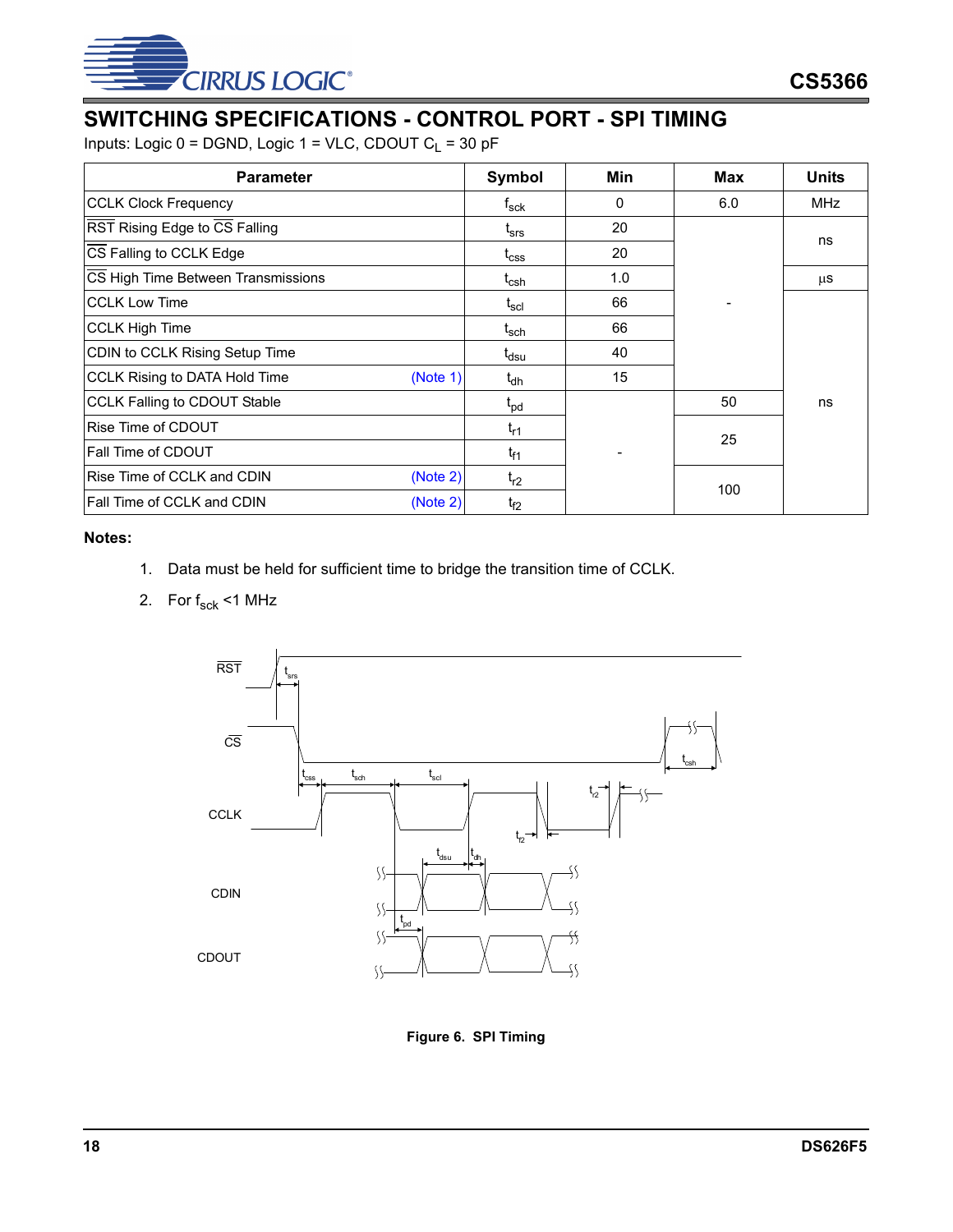## SWITCHING SPECIFICATIONS - CONTROL PORT - SPI TIMING

Inputs: Logic 0 = DGND, Logic 1 = VLC, CDOUT $C_L$ = 30 pF

| Parameter | Symbol | Min | Max | Units |
|---|---|---|---|---|
| CCLK Clock Frequency | $f_{sck}$ | 0 | 6.0 | MHz |
| RST Rising Edge to CS Falling | $t_{srs}$ | 20 | - | ns |
| CS Falling to CCLK Edge | $t_{css}$ | 20 | - | ns |
| CS High Time Between Transmissions | $t_{csh}$ | 1.0 | - | µs |
| CCLK Low Time | $t_{scl}$ | 66 | - | ns |
| CCLK High Time | $t_{sch}$ | 66 | - | ns |
| CDIN to CCLK Rising Setup Time | $t_{dsu}$ | 40 | - | ns |
| CCLK Rising to DATA Hold Time (Note 1) | $t_{dh}$ | 15 | - | ns |
| CCLK Falling to CDOUT Stable | $t_{pd}$ | - | 50 | ns |
| Rise Time of CDOUT | $t_{r1}$ | - | 25 | ns |
| Fall Time of CDOUT | $t_{f1}$ | - | 25 | ns |
| Rise Time of CCLK and CDIN (Note 2) | $t_{r2}$ | - | 100 | ns |
| Fall Time of CCLK and CDIN (Note 2) | $t_{f2}$ | - | 100 | ns |

**Notes:**

1. Data must be held for sufficient time to bridge the transition time of CCLK.
2. For $f_{sck}$ <1 MHz

**Figure 6. SPI Timing**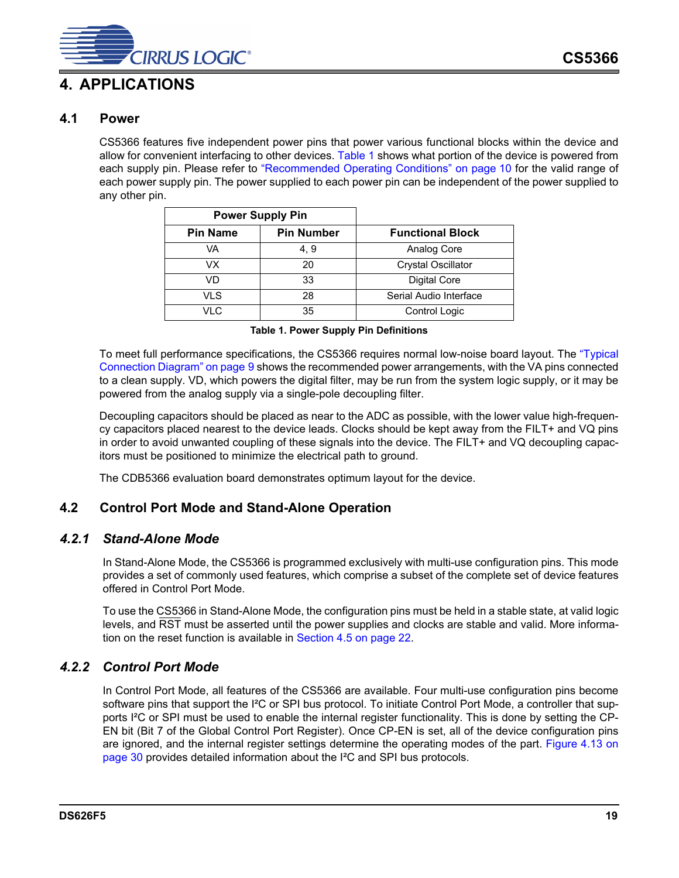# 4. APPLICATIONS

## 4.1 Power

CS5366 features five independent power pins that power various functional blocks within the device and allow for convenient interfacing to other devices. Table 1 shows what portion of the device is powered from each supply pin. Please refer to "Recommended Operating Conditions" on page 10 for the valid range of each power supply pin. The power supplied to each power pin can be independent of the power supplied to any other pin.

| Power Supply Pin | | |
|---|---|---|
| **Pin Name** | **Pin Number** | **Functional Block** |
| VA | 4, 9 | Analog Core |
| VX | 20 | Crystal Oscillator |
| VD | 33 | Digital Core |
| VLS | 28 | Serial Audio Interface |
| VLC | 35 | Control Logic |

**Table 1. Power Supply Pin Definitions**

To meet full performance specifications, the CS5366 requires normal low-noise board layout. The "Typical Connection Diagram" on page 9 shows the recommended power arrangements, with the VA pins connected to a clean supply. VD, which powers the digital filter, may be run from the system logic supply, or it may be powered from the analog supply via a single-pole decoupling filter.

Decoupling capacitors should be placed as near to the ADC as possible, with the lower value high-frequency capacitors placed nearest to the device leads. Clocks should be kept away from the FILT+ and VQ pins in order to avoid unwanted coupling of these signals into the device. The FILT+ and VQ decoupling capacitors must be positioned to minimize the electrical path to ground.

The CDB5366 evaluation board demonstrates optimum layout for the device.

## 4.2 Control Port Mode and Stand-Alone Operation

### *4.2.1 Stand-Alone Mode*

In Stand-Alone Mode, the CS5366 is programmed exclusively with multi-use configuration pins. This mode provides a set of commonly used features, which comprise a subset of the complete set of device features offered in Control Port Mode.

To use the CS5366 in Stand-Alone Mode, the configuration pins must be held in a stable state, at valid logic levels, and $\overline{\text{RST}}$ must be asserted until the power supplies and clocks are stable and valid. More information on the reset function is available in Section 4.5 on page 22.

### *4.2.2 Control Port Mode*

In Control Port Mode, all features of the CS5366 are available. Four multi-use configuration pins become software pins that support the I²C or SPI bus protocol. To initiate Control Port Mode, a controller that supports I²C or SPI must be used to enable the internal register functionality. This is done by setting the CP-EN bit (Bit 7 of the Global Control Port Register). Once CP-EN is set, all of the device configuration pins are ignored, and the internal register settings determine the operating modes of the part. Figure 4.13 on page 30 provides detailed information about the I²C and SPI bus protocols.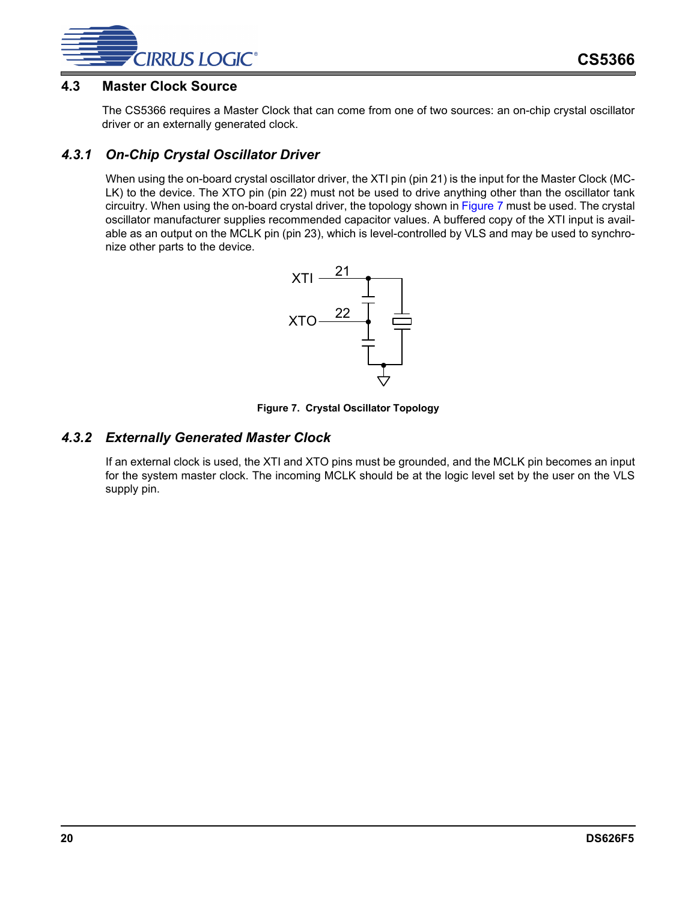## 4.3 Master Clock Source

The CS5366 requires a Master Clock that can come from one of two sources: an on-chip crystal oscillator driver or an externally generated clock.

### *4.3.1 On-Chip Crystal Oscillator Driver*

When using the on-board crystal oscillator driver, the XTI pin (pin 21) is the input for the Master Clock (MCLK) to the device. The XTO pin (pin 22) must not be used to drive anything other than the oscillator tank circuitry. When using the on-board crystal driver, the topology shown in Figure 7 must be used. The crystal oscillator manufacturer supplies recommended capacitor values. A buffered copy of the XTI input is available as an output on the MCLK pin (pin 23), which is level-controlled by VLS and may be used to synchronize other parts to the device.

**Figure 7. Crystal Oscillator Topology**

### *4.3.2 Externally Generated Master Clock*

If an external clock is used, the XTI and XTO pins must be grounded, and the MCLK pin becomes an input for the system master clock. The incoming MCLK should be at the logic level set by the user on the VLS supply pin.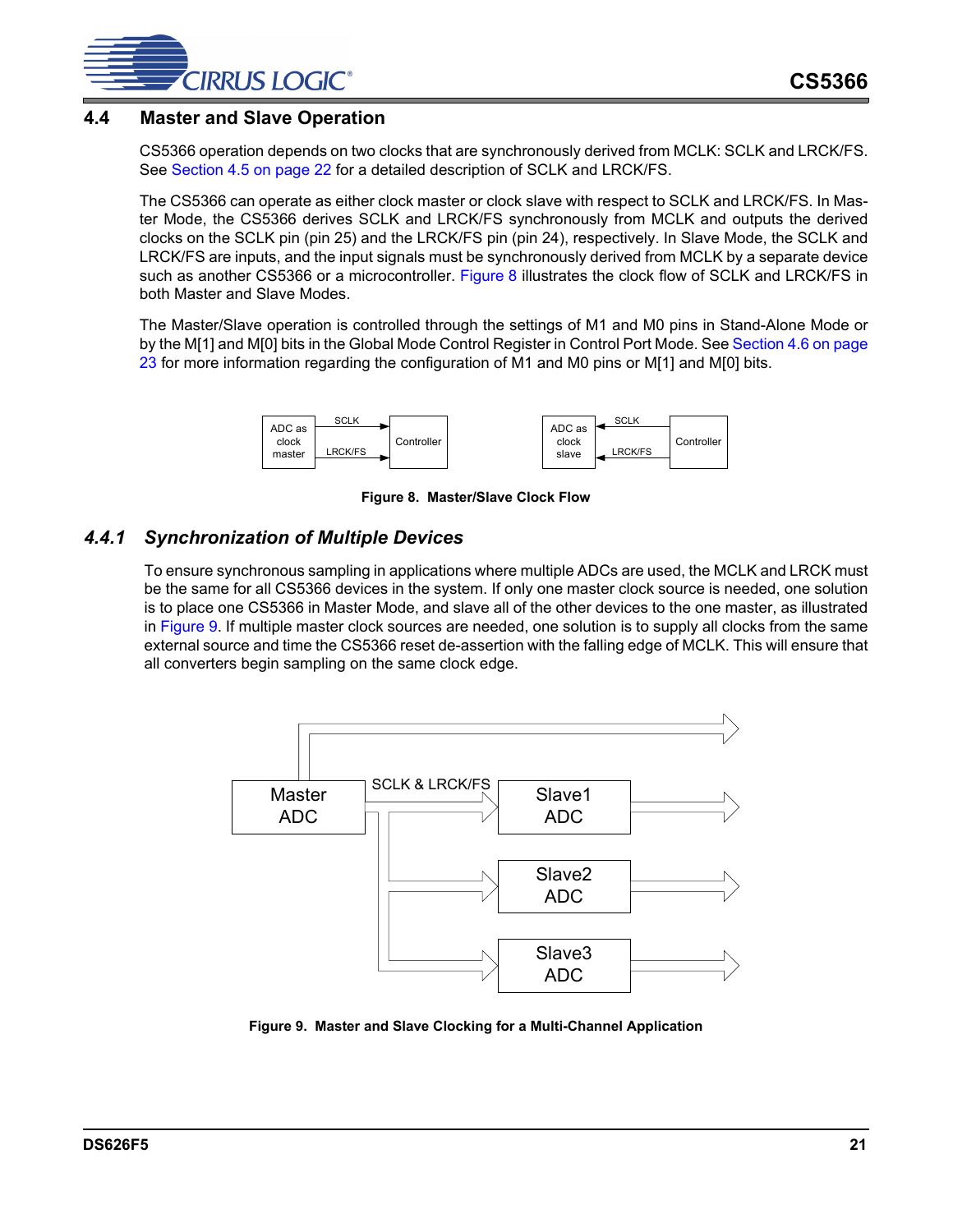## 4.4 Master and Slave Operation

CS5366 operation depends on two clocks that are synchronously derived from MCLK: SCLK and LRCK/FS. See Section 4.5 on page 22 for a detailed description of SCLK and LRCK/FS.

The CS5366 can operate as either clock master or clock slave with respect to SCLK and LRCK/FS. In Master Mode, the CS5366 derives SCLK and LRCK/FS synchronously from MCLK and outputs the derived clocks on the SCLK pin (pin 25) and the LRCK/FS pin (pin 24), respectively. In Slave Mode, the SCLK and LRCK/FS are inputs, and the input signals must be synchronously derived from MCLK by a separate device such as another CS5366 or a microcontroller. Figure 8 illustrates the clock flow of SCLK and LRCK/FS in both Master and Slave Modes.

The Master/Slave operation is controlled through the settings of M1 and M0 pins in Stand-Alone Mode or by the M[1] and M[0] bits in the Global Mode Control Register in Control Port Mode. See Section 4.6 on page 23 for more information regarding the configuration of M1 and M0 pins or M[1] and M[0] bits.

**Figure 8. Master/Slave Clock Flow**

### 4.4.1 *Synchronization of Multiple Devices*

To ensure synchronous sampling in applications where multiple ADCs are used, the MCLK and LRCK must be the same for all CS5366 devices in the system. If only one master clock source is needed, one solution is to place one CS5366 in Master Mode, and slave all of the other devices to the one master, as illustrated in Figure 9. If multiple master clock sources are needed, one solution is to supply all clocks from the same external source and time the CS5366 reset de-assertion with the falling edge of MCLK. This will ensure that all converters begin sampling on the same clock edge.

**Figure 9. Master and Slave Clocking for a Multi-Channel Application**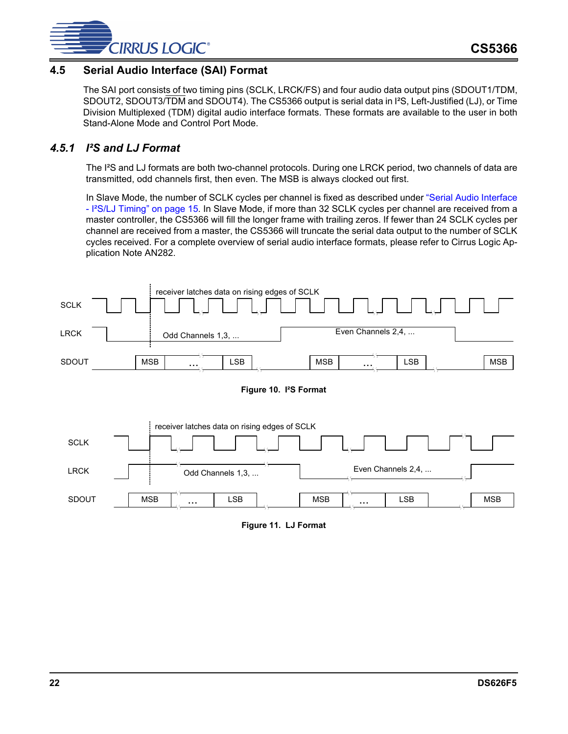## 4.5 Serial Audio Interface (SAI) Format

The SAI port consists of two timing pins (SCLK, LRCK/FS) and four audio data output pins (SDOUT1/TDM, SDOUT2, SDOUT3/TDM and SDOUT4). The CS5366 output is serial data in I²S, Left-Justified (LJ), or Time Division Multiplexed (TDM) digital audio interface formats. These formats are available to the user in both Stand-Alone Mode and Control Port Mode.

### 4.5.1 I²S and LJ Format

The I²S and LJ formats are both two-channel protocols. During one LRCK period, two channels of data are transmitted, odd channels first, then even. The MSB is always clocked out first.

In Slave Mode, the number of SCLK cycles per channel is fixed as described under "Serial Audio Interface - I²S/LJ Timing" on page 15. In Slave Mode, if more than 32 SCLK cycles per channel are received from a master controller, the CS5366 will fill the longer frame with trailing zeros. If fewer than 24 SCLK cycles per channel are received from a master, the CS5366 will truncate the serial data output to the number of SCLK cycles received. For a complete overview of serial audio interface formats, please refer to Cirrus Logic Application Note AN282.

SCLK — receiver latches data on rising edges of SCLK

LRCK — Odd Channels 1,3, ... | Even Channels 2,4, ...

SDOUT — MSB ... LSB | MSB ... LSB | MSB

**Figure 10. I²S Format**

SCLK — receiver latches data on rising edges of SCLK

LRCK — Odd Channels 1,3, ... | Even Channels 2,4, ...

SDOUT — MSB ... LSB | MSB ... LSB | MSB

**Figure 11. LJ Format**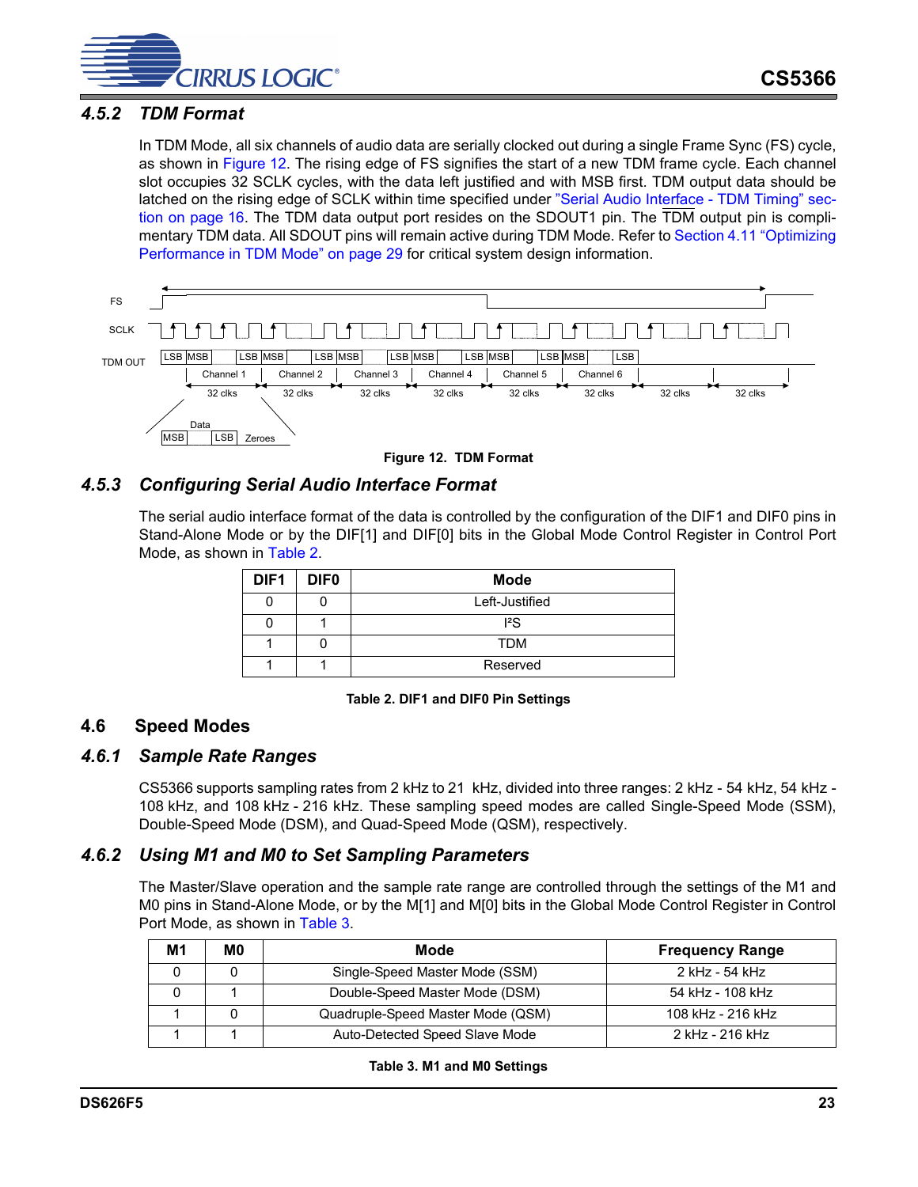### 4.5.2 TDM Format

In TDM Mode, all six channels of audio data are serially clocked out during a single Frame Sync (FS) cycle, as shown in Figure 12. The rising edge of FS signifies the start of a new TDM frame cycle. Each channel slot occupies 32 SCLK cycles, with the data left justified and with MSB first. TDM output data should be latched on the rising edge of SCLK within time specified under "Serial Audio Interface - TDM Timing" section on page 16. The TDM data output port resides on the SDOUT1 pin. The TDM output pin is complimentary TDM data. All SDOUT pins will remain active during TDM Mode. Refer to Section 4.11 "Optimizing Performance in TDM Mode" on page 29 for critical system design information.

Figure 12. TDM Format

### 4.5.3 Configuring Serial Audio Interface Format

The serial audio interface format of the data is controlled by the configuration of the DIF1 and DIF0 pins in Stand-Alone Mode or by the DIF[1] and DIF[0] bits in the Global Mode Control Register in Control Port Mode, as shown in Table 2.

| DIF1 | DIF0 | Mode |
|---|---|---|
| 0 | 0 | Left-Justified |
| 0 | 1 | I²S |
| 1 | 0 | TDM |
| 1 | 1 | Reserved |

**Table 2. DIF1 and DIF0 Pin Settings**

## 4.6 Speed Modes

### 4.6.1 Sample Rate Ranges

CS5366 supports sampling rates from 2 kHz to 21  kHz, divided into three ranges: 2 kHz - 54 kHz, 54 kHz - 108 kHz, and 108 kHz - 216 kHz. These sampling speed modes are called Single-Speed Mode (SSM), Double-Speed Mode (DSM), and Quad-Speed Mode (QSM), respectively.

### 4.6.2 Using M1 and M0 to Set Sampling Parameters

The Master/Slave operation and the sample rate range are controlled through the settings of the M1 and M0 pins in Stand-Alone Mode, or by the M[1] and M[0] bits in the Global Mode Control Register in Control Port Mode, as shown in Table 3.

| M1 | M0 | Mode | Frequency Range |
|---|---|---|---|
| 0 | 0 | Single-Speed Master Mode (SSM) | 2 kHz - 54 kHz |
| 0 | 1 | Double-Speed Master Mode (DSM) | 54 kHz - 108 kHz |
| 1 | 0 | Quadruple-Speed Master Mode (QSM) | 108 kHz - 216 kHz |
| 1 | 1 | Auto-Detected Speed Slave Mode | 2 kHz - 216 kHz |

**Table 3. M1 and M0 Settings**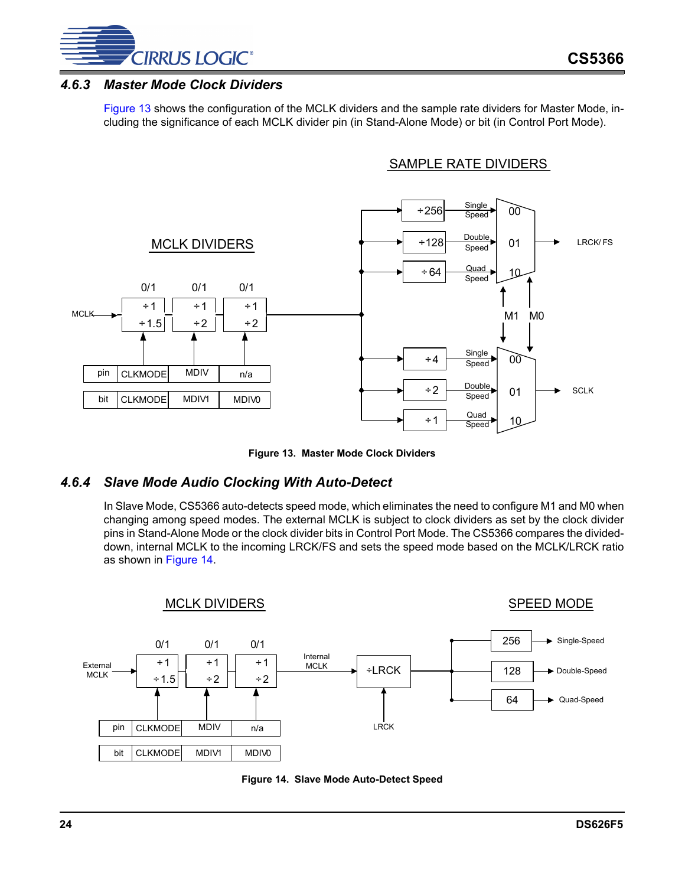### 4.6.3 Master Mode Clock Dividers

Figure 13 shows the configuration of the MCLK dividers and the sample rate dividers for Master Mode, including the significance of each MCLK divider pin (in Stand-Alone Mode) or bit (in Control Port Mode).

**Figure 13. Master Mode Clock Dividers**

### 4.6.4 Slave Mode Audio Clocking With Auto-Detect

In Slave Mode, CS5366 auto-detects speed mode, which eliminates the need to configure M1 and M0 when changing among speed modes. The external MCLK is subject to clock dividers as set by the clock divider pins in Stand-Alone Mode or the clock divider bits in Control Port Mode. The CS5366 compares the divided-down, internal MCLK to the incoming LRCK/FS and sets the speed mode based on the MCLK/LRCK ratio as shown in Figure 14.

**Figure 14. Slave Mode Auto-Detect Speed**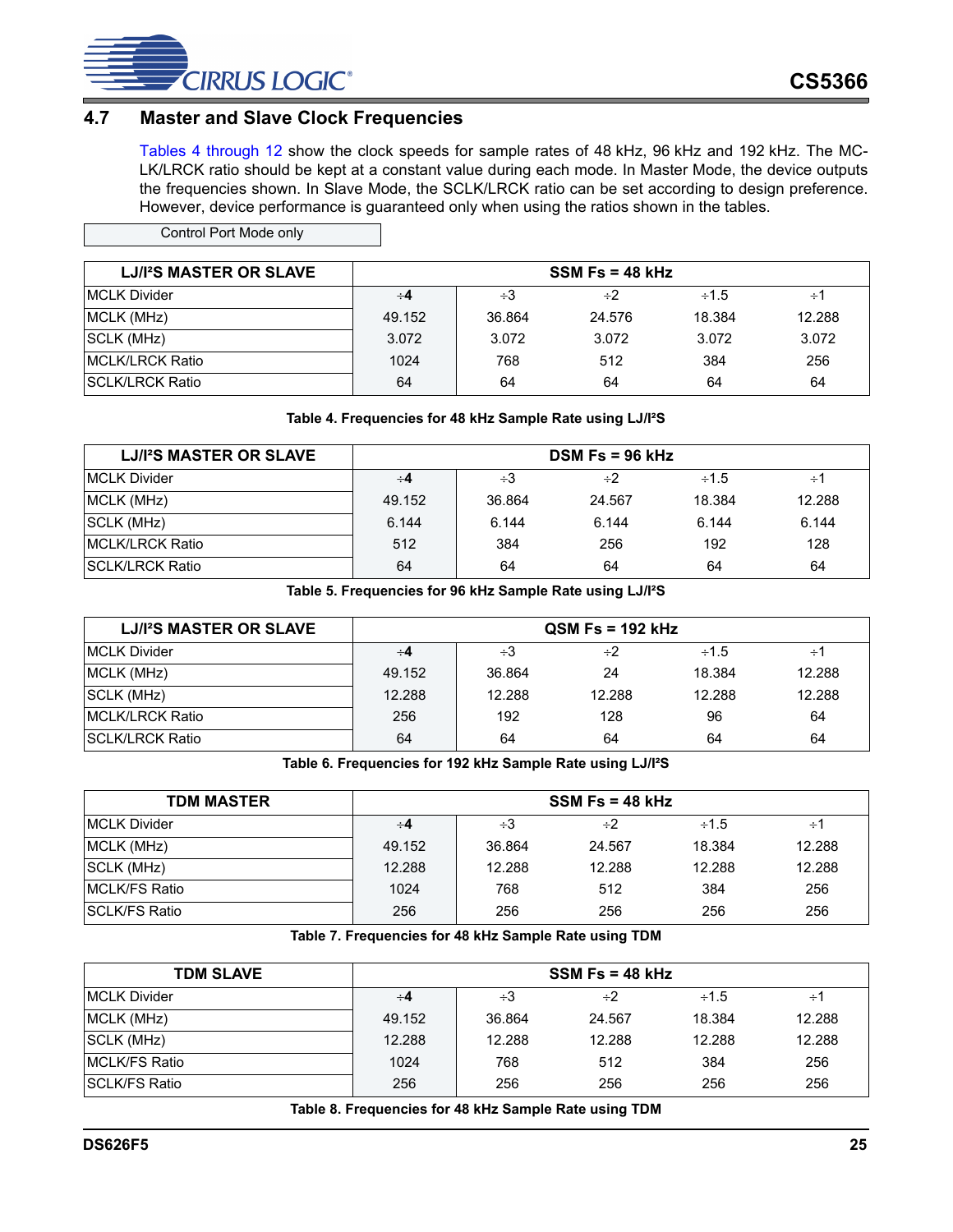## 4.7 Master and Slave Clock Frequencies

Tables 4 through 12 show the clock speeds for sample rates of 48 kHz, 96 kHz and 192 kHz. The MCLK/LRCK ratio should be kept at a constant value during each mode. In Master Mode, the device outputs the frequencies shown. In Slave Mode, the SCLK/LRCK ratio can be set according to design preference. However, device performance is guaranteed only when using the ratios shown in the tables.

| Control Port Mode only |
|---|

| LJ/I²S MASTER OR SLAVE | SSM Fs = 48 kHz | | | | |
|---|---|---|---|---|---|
| MCLK Divider | ÷4 | ÷3 | ÷2 | ÷1.5 | ÷1 |
| MCLK (MHz) | 49.152 | 36.864 | 24.576 | 18.384 | 12.288 |
| SCLK (MHz) | 3.072 | 3.072 | 3.072 | 3.072 | 3.072 |
| MCLK/LRCK Ratio | 1024 | 768 | 512 | 384 | 256 |
| SCLK/LRCK Ratio | 64 | 64 | 64 | 64 | 64 |

**Table 4. Frequencies for 48 kHz Sample Rate using LJ/I²S**

| LJ/I²S MASTER OR SLAVE | DSM Fs = 96 kHz | | | | |
|---|---|---|---|---|---|
| MCLK Divider | ÷4 | ÷3 | ÷2 | ÷1.5 | ÷1 |
| MCLK (MHz) | 49.152 | 36.864 | 24.567 | 18.384 | 12.288 |
| SCLK (MHz) | 6.144 | 6.144 | 6.144 | 6.144 | 6.144 |
| MCLK/LRCK Ratio | 512 | 384 | 256 | 192 | 128 |
| SCLK/LRCK Ratio | 64 | 64 | 64 | 64 | 64 |

**Table 5. Frequencies for 96 kHz Sample Rate using LJ/I²S**

| LJ/I²S MASTER OR SLAVE | QSM Fs = 192 kHz | | | | |
|---|---|---|---|---|---|
| MCLK Divider | ÷4 | ÷3 | ÷2 | ÷1.5 | ÷1 |
| MCLK (MHz) | 49.152 | 36.864 | 24 | 18.384 | 12.288 |
| SCLK (MHz) | 12.288 | 12.288 | 12.288 | 12.288 | 12.288 |
| MCLK/LRCK Ratio | 256 | 192 | 128 | 96 | 64 |
| SCLK/LRCK Ratio | 64 | 64 | 64 | 64 | 64 |

**Table 6. Frequencies for 192 kHz Sample Rate using LJ/I²S**

| TDM MASTER | SSM Fs = 48 kHz | | | | |
|---|---|---|---|---|---|
| MCLK Divider | ÷4 | ÷3 | ÷2 | ÷1.5 | ÷1 |
| MCLK (MHz) | 49.152 | 36.864 | 24.567 | 18.384 | 12.288 |
| SCLK (MHz) | 12.288 | 12.288 | 12.288 | 12.288 | 12.288 |
| MCLK/FS Ratio | 1024 | 768 | 512 | 384 | 256 |
| SCLK/FS Ratio | 256 | 256 | 256 | 256 | 256 |

**Table 7. Frequencies for 48 kHz Sample Rate using TDM**

| TDM SLAVE | SSM Fs = 48 kHz | | | | |
|---|---|---|---|---|---|
| MCLK Divider | ÷4 | ÷3 | ÷2 | ÷1.5 | ÷1 |
| MCLK (MHz) | 49.152 | 36.864 | 24.567 | 18.384 | 12.288 |
| SCLK (MHz) | 12.288 | 12.288 | 12.288 | 12.288 | 12.288 |
| MCLK/FS Ratio | 1024 | 768 | 512 | 384 | 256 |
| SCLK/FS Ratio | 256 | 256 | 256 | 256 | 256 |

**Table 8. Frequencies for 48 kHz Sample Rate using TDM**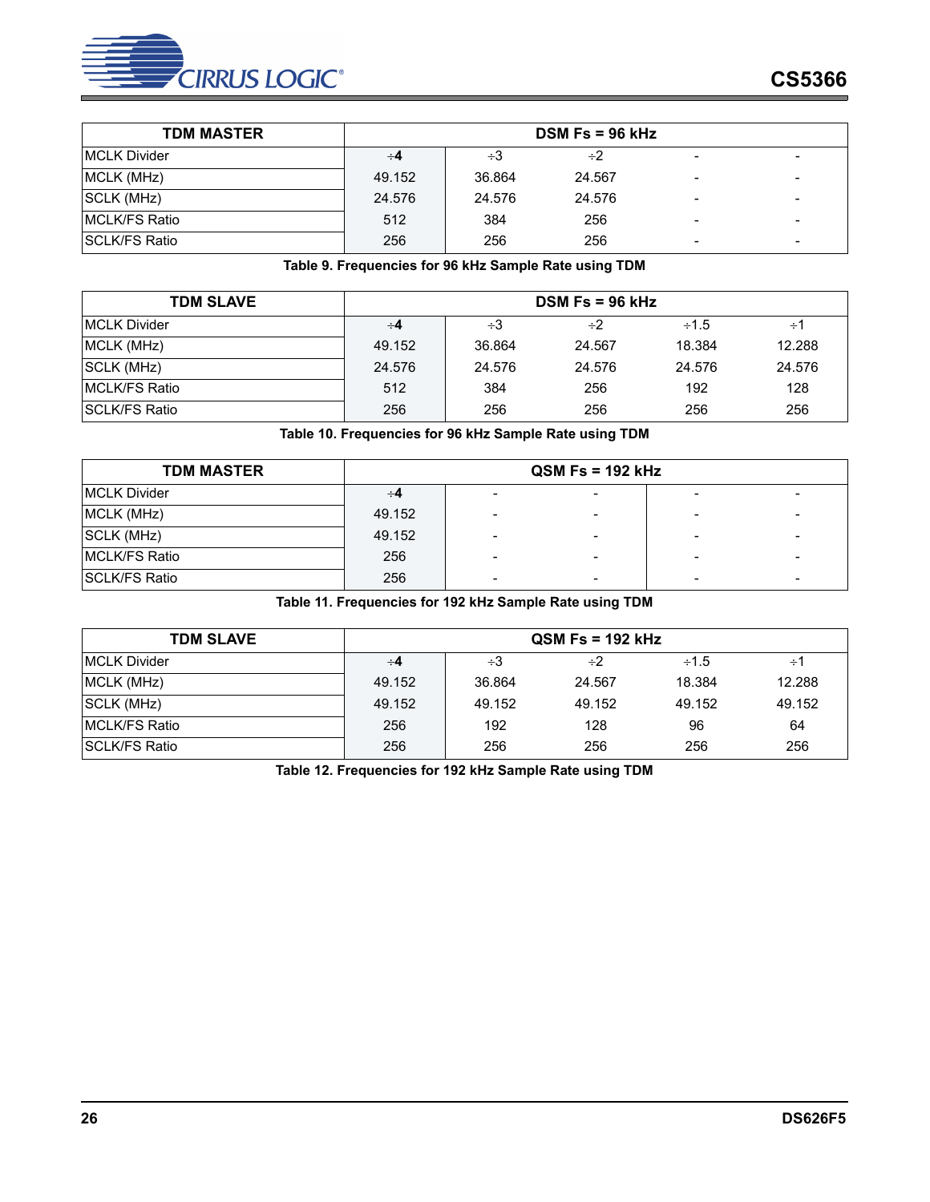| TDM MASTER | DSM Fs = 96 kHz | | | | |
|---|---|---|---|---|---|
| MCLK Divider | ÷**4** | ÷3 | ÷2 | - | - |
| MCLK (MHz) | 49.152 | 36.864 | 24.567 | - | - |
| SCLK (MHz) | 24.576 | 24.576 | 24.576 | - | - |
| MCLK/FS Ratio | 512 | 384 | 256 | - | - |
| SCLK/FS Ratio | 256 | 256 | 256 | - | - |

**Table 9. Frequencies for 96 kHz Sample Rate using TDM**

| TDM SLAVE | DSM Fs = 96 kHz | | | | |
|---|---|---|---|---|---|
| MCLK Divider | ÷**4** | ÷3 | ÷2 | ÷1.5 | ÷1 |
| MCLK (MHz) | 49.152 | 36.864 | 24.567 | 18.384 | 12.288 |
| SCLK (MHz) | 24.576 | 24.576 | 24.576 | 24.576 | 24.576 |
| MCLK/FS Ratio | 512 | 384 | 256 | 192 | 128 |
| SCLK/FS Ratio | 256 | 256 | 256 | 256 | 256 |

**Table 10. Frequencies for 96 kHz Sample Rate using TDM**

| TDM MASTER | QSM Fs = 192 kHz | | | | |
|---|---|---|---|---|---|
| MCLK Divider | ÷**4** | - | - | - | - |
| MCLK (MHz) | 49.152 | - | - | - | - |
| SCLK (MHz) | 49.152 | - | - | - | - |
| MCLK/FS Ratio | 256 | - | - | - | - |
| SCLK/FS Ratio | 256 | - | - | - | - |

**Table 11. Frequencies for 192 kHz Sample Rate using TDM**

| TDM SLAVE | QSM Fs = 192 kHz | | | | |
|---|---|---|---|---|---|
| MCLK Divider | ÷**4** | ÷3 | ÷2 | ÷1.5 | ÷1 |
| MCLK (MHz) | 49.152 | 36.864 | 24.567 | 18.384 | 12.288 |
| SCLK (MHz) | 49.152 | 49.152 | 49.152 | 49.152 | 49.152 |
| MCLK/FS Ratio | 256 | 192 | 128 | 96 | 64 |
| SCLK/FS Ratio | 256 | 256 | 256 | 256 | 256 |

**Table 12. Frequencies for 192 kHz Sample Rate using TDM**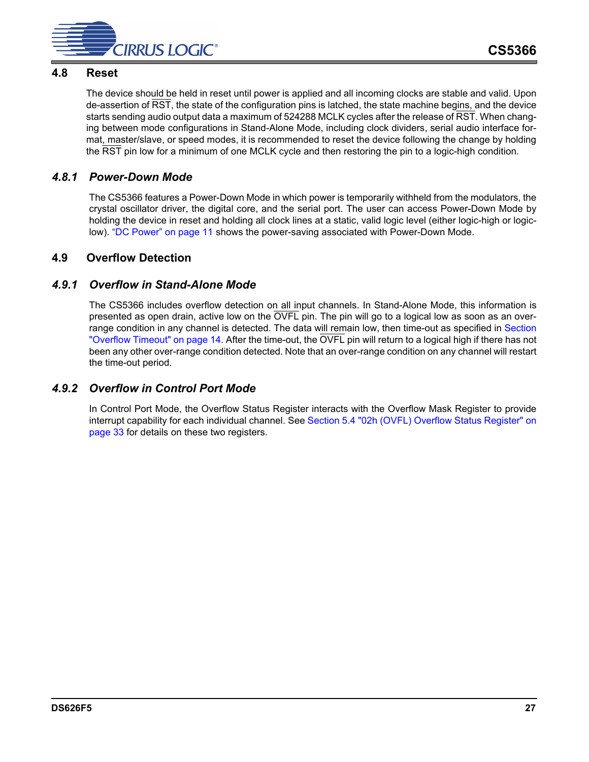## 4.8 Reset

The device should be held in reset until power is applied and all incoming clocks are stable and valid. Upon de-assertion of $\overline{\text{RST}}$, the state of the configuration pins is latched, the state machine begins, and the device starts sending audio output data a maximum of 524288 MCLK cycles after the release of $\overline{\text{RST}}$. When changing between mode configurations in Stand-Alone Mode, including clock dividers, serial audio interface format, master/slave, or speed modes, it is recommended to reset the device following the change by holding the $\overline{\text{RST}}$ pin low for a minimum of one MCLK cycle and then restoring the pin to a logic-high condition.

### *4.8.1 Power-Down Mode*

The CS5366 features a Power-Down Mode in which power is temporarily withheld from the modulators, the crystal oscillator driver, the digital core, and the serial port. The user can access Power-Down Mode by holding the device in reset and holding all clock lines at a static, valid logic level (either logic-high or logic-low). "DC Power" on page 11 shows the power-saving associated with Power-Down Mode.

## 4.9 Overflow Detection

### *4.9.1 Overflow in Stand-Alone Mode*

The CS5366 includes overflow detection on all input channels. In Stand-Alone Mode, this information is presented as open drain, active low on the $\overline{\text{OVFL}}$ pin. The pin will go to a logical low as soon as an over-range condition in any channel is detected. The data will remain low, then time-out as specified in Section "Overflow Timeout" on page 14. After the time-out, the $\overline{\text{OVFL}}$ pin will return to a logical high if there has not been any other over-range condition detected. Note that an over-range condition on any channel will restart the time-out period.

### *4.9.2 Overflow in Control Port Mode*

In Control Port Mode, the Overflow Status Register interacts with the Overflow Mask Register to provide interrupt capability for each individual channel. See Section 5.4 "02h (OVFL) Overflow Status Register" on page 33 for details on these two registers.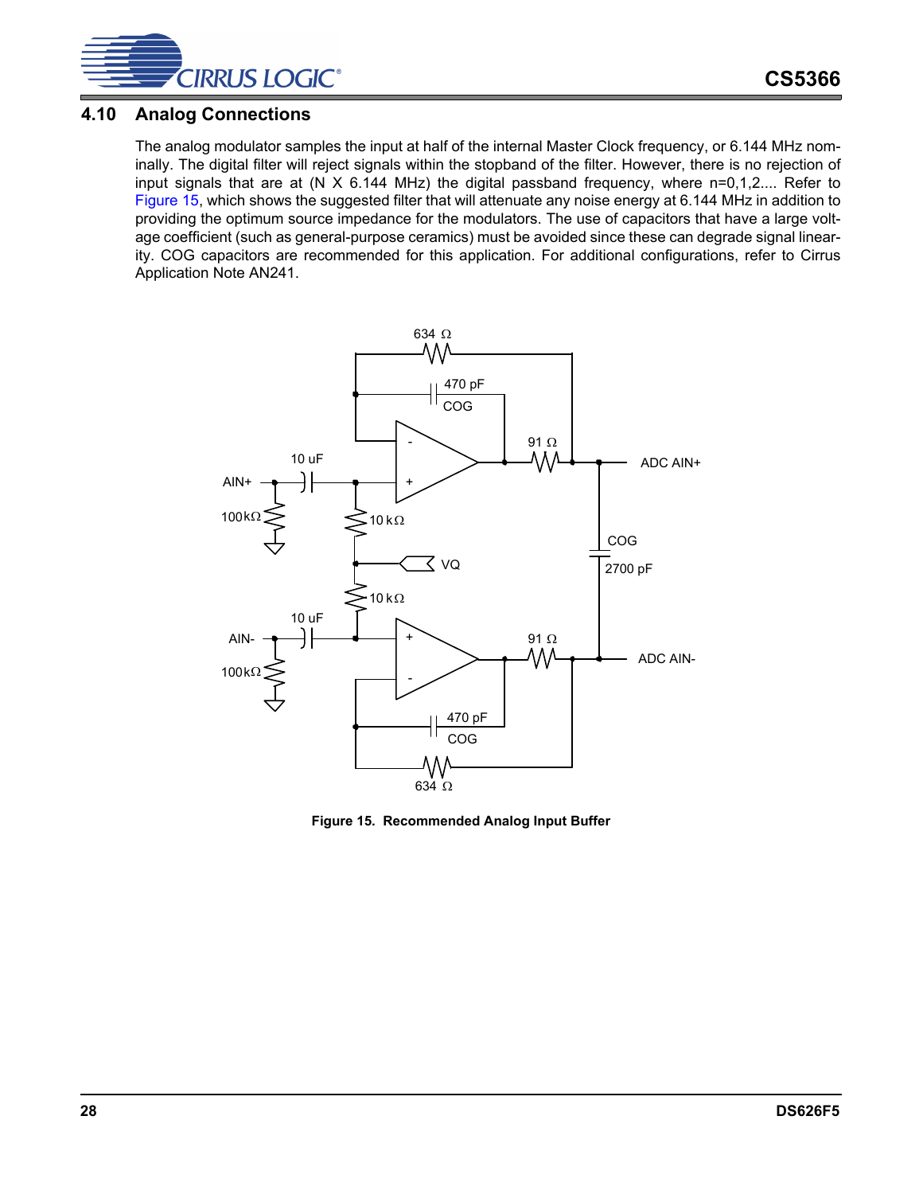## 4.10 Analog Connections

The analog modulator samples the input at half of the internal Master Clock frequency, or 6.144 MHz nominally. The digital filter will reject signals within the stopband of the filter. However, there is no rejection of input signals that are at (N X 6.144 MHz) the digital passband frequency, where n=0,1,2.... Refer to Figure 15, which shows the suggested filter that will attenuate any noise energy at 6.144 MHz in addition to providing the optimum source impedance for the modulators. The use of capacitors that have a large voltage coefficient (such as general-purpose ceramics) must be avoided since these can degrade signal linearity. COG capacitors are recommended for this application. For additional configurations, refer to Cirrus Application Note AN241.

**Figure 15. Recommended Analog Input Buffer**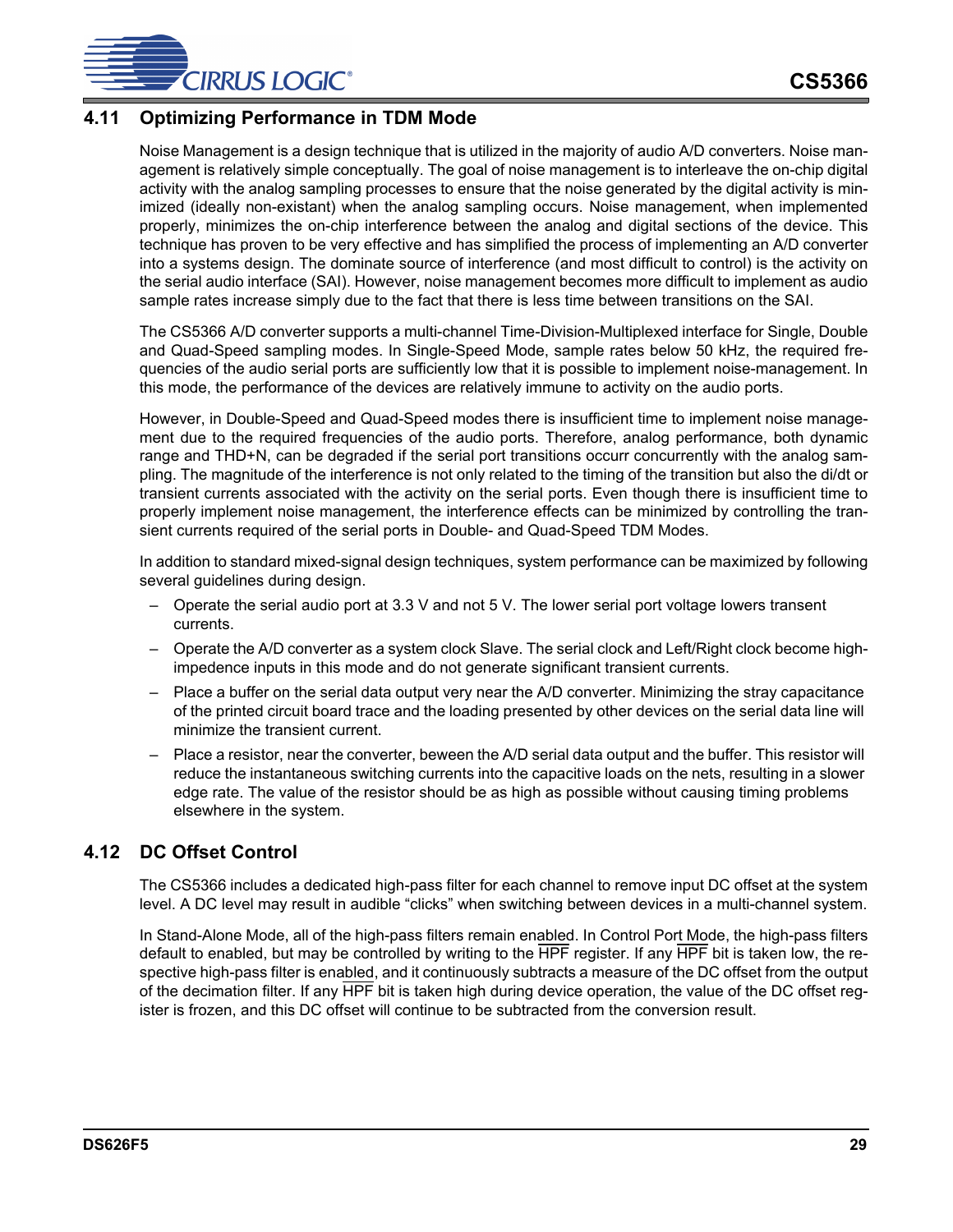## 4.11 Optimizing Performance in TDM Mode

Noise Management is a design technique that is utilized in the majority of audio A/D converters. Noise management is relatively simple conceptually. The goal of noise management is to interleave the on-chip digital activity with the analog sampling processes to ensure that the noise generated by the digital activity is minimized (ideally non-existant) when the analog sampling occurs. Noise management, when implemented properly, minimizes the on-chip interference between the analog and digital sections of the device. This technique has proven to be very effective and has simplified the process of implementing an A/D converter into a systems design. The dominate source of interference (and most difficult to control) is the activity on the serial audio interface (SAI). However, noise management becomes more difficult to implement as audio sample rates increase simply due to the fact that there is less time between transitions on the SAI.

The CS5366 A/D converter supports a multi-channel Time-Division-Multiplexed interface for Single, Double and Quad-Speed sampling modes. In Single-Speed Mode, sample rates below 50 kHz, the required frequencies of the audio serial ports are sufficiently low that it is possible to implement noise-management. In this mode, the performance of the devices are relatively immune to activity on the audio ports.

However, in Double-Speed and Quad-Speed modes there is insufficient time to implement noise management due to the required frequencies of the audio ports. Therefore, analog performance, both dynamic range and THD+N, can be degraded if the serial port transitions occurr concurrently with the analog sampling. The magnitude of the interference is not only related to the timing of the transition but also the di/dt or transient currents associated with the activity on the serial ports. Even though there is insufficient time to properly implement noise management, the interference effects can be minimized by controlling the transient currents required of the serial ports in Double- and Quad-Speed TDM Modes.

In addition to standard mixed-signal design techniques, system performance can be maximized by following several guidelines during design.

- Operate the serial audio port at 3.3 V and not 5 V. The lower serial port voltage lowers transent currents.
- Operate the A/D converter as a system clock Slave. The serial clock and Left/Right clock become high-impedence inputs in this mode and do not generate significant transient currents.
- Place a buffer on the serial data output very near the A/D converter. Minimizing the stray capacitance of the printed circuit board trace and the loading presented by other devices on the serial data line will minimize the transient current.
- Place a resistor, near the converter, beween the A/D serial data output and the buffer. This resistor will reduce the instantaneous switching currents into the capacitive loads on the nets, resulting in a slower edge rate. The value of the resistor should be as high as possible without causing timing problems elsewhere in the system.

## 4.12 DC Offset Control

The CS5366 includes a dedicated high-pass filter for each channel to remove input DC offset at the system level. A DC level may result in audible “clicks” when switching between devices in a multi-channel system.

In Stand-Alone Mode, all of the high-pass filters remain enabled. In Control Port Mode, the high-pass filters default to enabled, but may be controlled by writing to the $\overline{\text{HPF}}$ register. If any $\overline{\text{HPF}}$ bit is taken low, the respective high-pass filter is enabled, and it continuously subtracts a measure of the DC offset from the output of the decimation filter. If any $\overline{\text{HPF}}$ bit is taken high during device operation, the value of the DC offset register is frozen, and this DC offset will continue to be subtracted from the conversion result.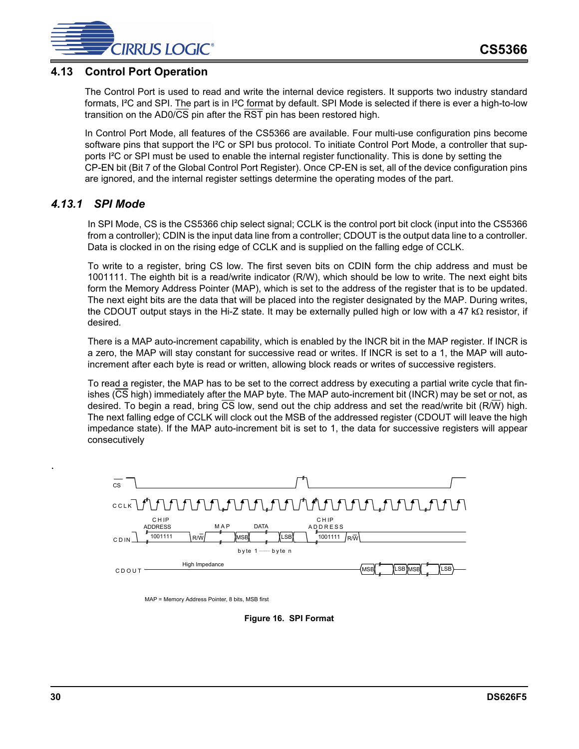## 4.13 Control Port Operation

The Control Port is used to read and write the internal device registers. It supports two industry standard formats, I²C and SPI. The part is in I²C format by default. SPI Mode is selected if there is ever a high-to-low transition on the AD0/CS pin after the RST pin has been restored high.

In Control Port Mode, all features of the CS5366 are available. Four multi-use configuration pins become software pins that support the I²C or SPI bus protocol. To initiate Control Port Mode, a controller that supports I²C or SPI must be used to enable the internal register functionality. This is done by setting the CP-EN bit (Bit 7 of the Global Control Port Register). Once CP-EN is set, all of the device configuration pins are ignored, and the internal register settings determine the operating modes of the part.

### *4.13.1 SPI Mode*

In SPI Mode, CS is the CS5366 chip select signal; CCLK is the control port bit clock (input into the CS5366 from a controller); CDIN is the input data line from a controller; CDOUT is the output data line to a controller. Data is clocked in on the rising edge of CCLK and is supplied on the falling edge of CCLK.

To write to a register, bring CS low. The first seven bits on CDIN form the chip address and must be 1001111. The eighth bit is a read/write indicator (R/W), which should be low to write. The next eight bits form the Memory Address Pointer (MAP), which is set to the address of the register that is to be updated. The next eight bits are the data that will be placed into the register designated by the MAP. During writes, the CDOUT output stays in the Hi-Z state. It may be externally pulled high or low with a 47 kΩ resistor, if desired.

There is a MAP auto-increment capability, which is enabled by the INCR bit in the MAP register. If INCR is a zero, the MAP will stay constant for successive read or writes. If INCR is set to a 1, the MAP will auto-increment after each byte is read or written, allowing block reads or writes of successive registers.

To read a register, the MAP has to be set to the correct address by executing a partial write cycle that finishes (CS high) immediately after the MAP byte. The MAP auto-increment bit (INCR) may be set or not, as desired. To begin a read, bring CS low, send out the chip address and set the read/write bit (R/W) high. The next falling edge of CCLK will clock out the MSB of the addressed register (CDOUT will leave the high impedance state). If the MAP auto-increment bit is set to 1, the data for successive registers will appear consecutively

.

MAP = Memory Address Pointer, 8 bits, MSB first

**Figure 16. SPI Format**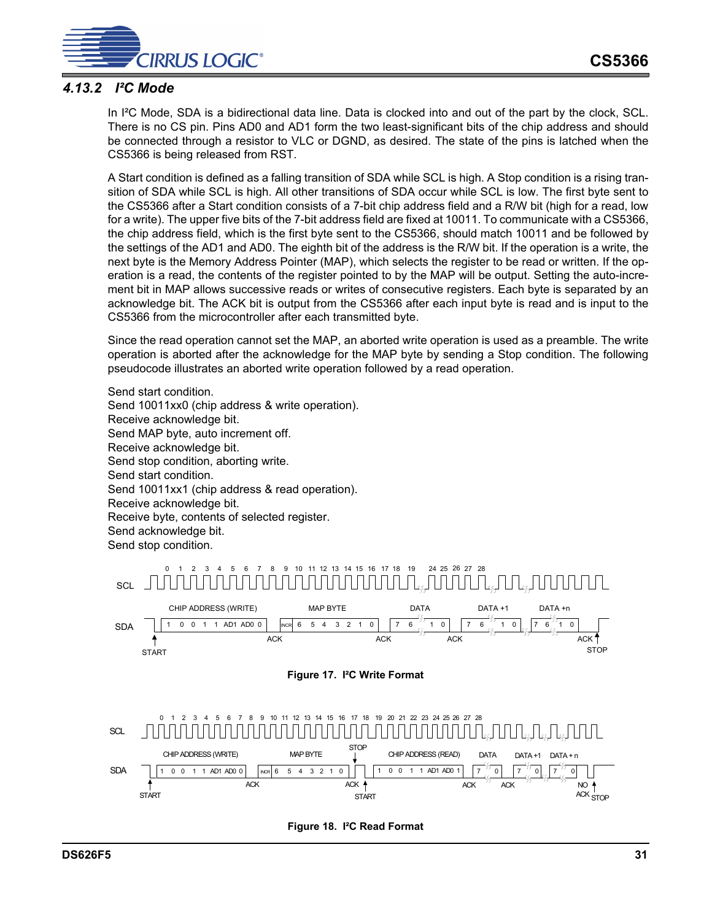### 4.13.2 I²C Mode

In I²C Mode, SDA is a bidirectional data line. Data is clocked into and out of the part by the clock, SCL. There is no CS pin. Pins AD0 and AD1 form the two least-significant bits of the chip address and should be connected through a resistor to VLC or DGND, as desired. The state of the pins is latched when the CS5366 is being released from RST.

A Start condition is defined as a falling transition of SDA while SCL is high. A Stop condition is a rising transition of SDA while SCL is high. All other transitions of SDA occur while SCL is low. The first byte sent to the CS5366 after a Start condition consists of a 7-bit chip address field and a R/W bit (high for a read, low for a write). The upper five bits of the 7-bit address field are fixed at 10011. To communicate with a CS5366, the chip address field, which is the first byte sent to the CS5366, should match 10011 and be followed by the settings of the AD1 and AD0. The eighth bit of the address is the R/W bit. If the operation is a write, the next byte is the Memory Address Pointer (MAP), which selects the register to be read or written. If the operation is a read, the contents of the register pointed to by the MAP will be output. Setting the auto-increment bit in MAP allows successive reads or writes of consecutive registers. Each byte is separated by an acknowledge bit. The ACK bit is output from the CS5366 after each input byte is read and is input to the CS5366 from the microcontroller after each transmitted byte.

Since the read operation cannot set the MAP, an aborted write operation is used as a preamble. The write operation is aborted after the acknowledge for the MAP byte by sending a Stop condition. The following pseudocode illustrates an aborted write operation followed by a read operation.

```
Send start condition.
Send 10011xx0 (chip address & write operation).
Receive acknowledge bit.
Send MAP byte, auto increment off.
Receive acknowledge bit.
Send stop condition, aborting write.
Send start condition.
Send 10011xx1 (chip address & read operation).
Receive acknowledge bit.
Receive byte, contents of selected register.
Send acknowledge bit.
Send stop condition.
```

**Figure 17. I²C Write Format**

**Figure 18. I²C Read Format**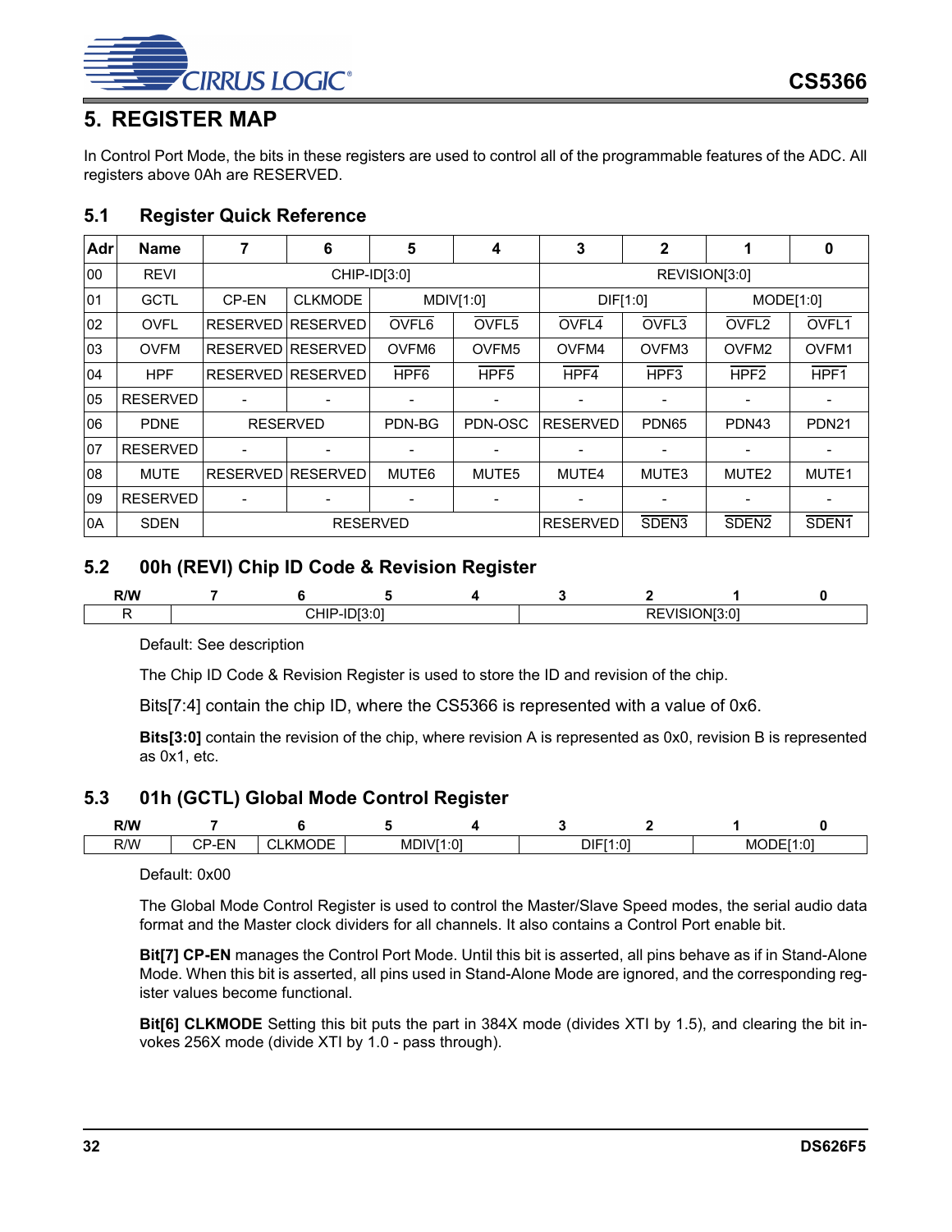# 5. REGISTER MAP

In Control Port Mode, the bits in these registers are used to control all of the programmable features of the ADC. All registers above 0Ah are RESERVED.

## 5.1 Register Quick Reference

| Adr | Name | 7 | 6 | 5 | 4 | 3 | 2 | 1 | 0 |
|---|---|---|---|---|---|---|---|---|---|
| 00 | REVI | CHIP-ID[3:0] | | | | REVISION[3:0] | | | |
| 01 | GCTL | CP-EN | CLKMODE | MDIV[1:0] | | DIF[1:0] | | MODE[1:0] | |
| 02 | OVFL | RESERVED | RESERVED | $\overline{\text{OVFL6}}$ | $\overline{\text{OVFL5}}$ | $\overline{\text{OVFL4}}$ | $\overline{\text{OVFL3}}$ | $\overline{\text{OVFL2}}$ | $\overline{\text{OVFL1}}$ |
| 03 | OVFM | RESERVED | RESERVED | OVFM6 | OVFM5 | OVFM4 | OVFM3 | OVFM2 | OVFM1 |
| 04 | HPF | RESERVED | RESERVED | $\overline{\text{HPF6}}$ | $\overline{\text{HPF5}}$ | $\overline{\text{HPF4}}$ | $\overline{\text{HPF3}}$ | $\overline{\text{HPF2}}$ | $\overline{\text{HPF1}}$ |
| 05 | RESERVED | - | - | - | - | - | - | - | - |
| 06 | PDNE | RESERVED | | PDN-BG | PDN-OSC | RESERVED | PDN65 | PDN43 | PDN21 |
| 07 | RESERVED | - | - | - | - | - | - | - | - |
| 08 | MUTE | RESERVED | RESERVED | MUTE6 | MUTE5 | MUTE4 | MUTE3 | MUTE2 | MUTE1 |
| 09 | RESERVED | - | - | - | - | - | - | - | - |
| 0A | SDEN | RESERVED | | | | RESERVED | $\overline{\text{SDEN3}}$ | $\overline{\text{SDEN2}}$ | $\overline{\text{SDEN1}}$ |

## 5.2 00h (REVI) Chip ID Code & Revision Register

| R/W | 7 | 6 | 5 | 4 | 3 | 2 | 1 | 0 |
|---|---|---|---|---|---|---|---|---|
| R | CHIP-ID[3:0] | | | | REVISION[3:0] | | | |

Default: See description

The Chip ID Code & Revision Register is used to store the ID and revision of the chip.

Bits[7:4] contain the chip ID, where the CS5366 is represented with a value of 0x6.

**Bits[3:0]** contain the revision of the chip, where revision A is represented as 0x0, revision B is represented as 0x1, etc.

## 5.3 01h (GCTL) Global Mode Control Register

| R/W | 7 | 6 | 5 | 4 | 3 | 2 | 1 | 0 |
|---|---|---|---|---|---|---|---|---|
| R/W | CP-EN | CLKMODE | MDIV[1:0] | | DIF[1:0] | | MODE[1:0] | |

Default: 0x00

The Global Mode Control Register is used to control the Master/Slave Speed modes, the serial audio data format and the Master clock dividers for all channels. It also contains a Control Port enable bit.

**Bit[7] CP-EN** manages the Control Port Mode. Until this bit is asserted, all pins behave as if in Stand-Alone Mode. When this bit is asserted, all pins used in Stand-Alone Mode are ignored, and the corresponding register values become functional.

**Bit[6] CLKMODE** Setting this bit puts the part in 384X mode (divides XTI by 1.5), and clearing the bit invokes 256X mode (divide XTI by 1.0 - pass through).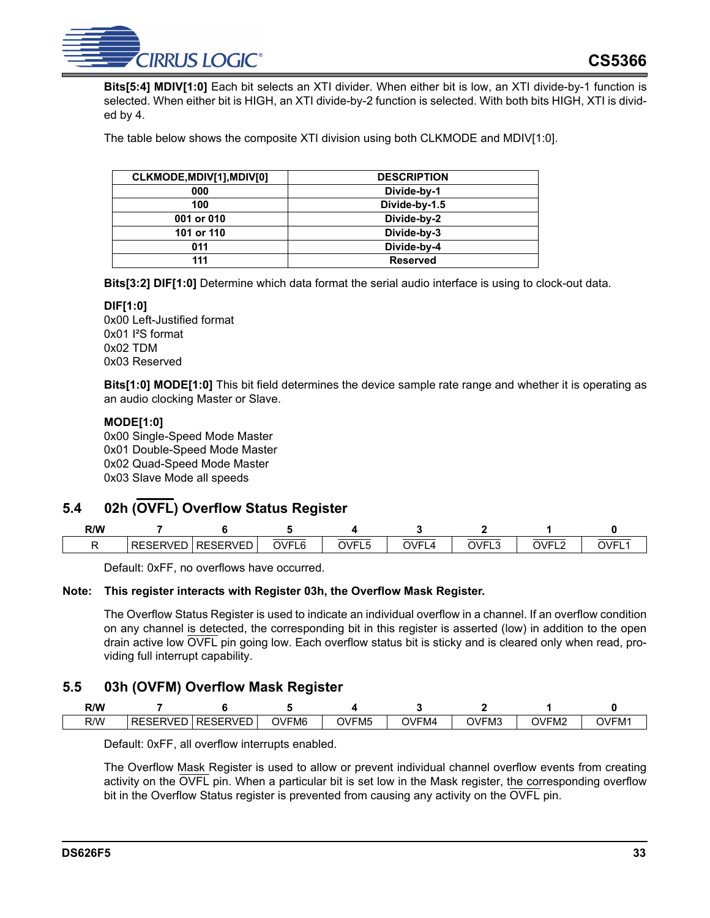**Bits[5:4] MDIV[1:0]** Each bit selects an XTI divider. When either bit is low, an XTI divide-by-1 function is selected. When either bit is HIGH, an XTI divide-by-2 function is selected. With both bits HIGH, XTI is divided by 4.

The table below shows the composite XTI division using both CLKMODE and MDIV[1:0].

| CLKMODE,MDIV[1],MDIV[0] | DESCRIPTION |
|---|---|
| 000 | Divide-by-1 |
| 100 | Divide-by-1.5 |
| 001 or 010 | Divide-by-2 |
| 101 or 110 | Divide-by-3 |
| 011 | Divide-by-4 |
| 111 | Reserved |

**Bits[3:2] DIF[1:0]** Determine which data format the serial audio interface is using to clock-out data.

**DIF[1:0]**
0x00 Left-Justified format
0x01 I²S format
0x02 TDM
0x03 Reserved

**Bits[1:0] MODE[1:0]** This bit field determines the device sample rate range and whether it is operating as an audio clocking Master or Slave.

**MODE[1:0]**
0x00 Single-Speed Mode Master
0x01 Double-Speed Mode Master
0x02 Quad-Speed Mode Master
0x03 Slave Mode all speeds

## 5.4 02h (OVFL) Overflow Status Register

| R/W | 7 | 6 | 5 | 4 | 3 | 2 | 1 | 0 |
|---|---|---|---|---|---|---|---|---|
| R | RESERVED | RESERVED | OVFL6 | OVFL5 | OVFL4 | OVFL3 | OVFL2 | OVFL1 |

Default: 0xFF, no overflows have occurred.

**Note: This register interacts with Register 03h, the Overflow Mask Register.**

The Overflow Status Register is used to indicate an individual overflow in a channel. If an overflow condition on any channel is detected, the corresponding bit in this register is asserted (low) in addition to the open drain active low OVFL pin going low. Each overflow status bit is sticky and is cleared only when read, providing full interrupt capability.

## 5.5 03h (OVFM) Overflow Mask Register

| R/W | 7 | 6 | 5 | 4 | 3 | 2 | 1 | 0 |
|---|---|---|---|---|---|---|---|---|
| R/W | RESERVED | RESERVED | OVFM6 | OVFM5 | OVFM4 | OVFM3 | OVFM2 | OVFM1 |

Default: 0xFF, all overflow interrupts enabled.

The Overflow Mask Register is used to allow or prevent individual channel overflow events from creating activity on the OVFL pin. When a particular bit is set low in the Mask register, the corresponding overflow bit in the Overflow Status register is prevented from causing any activity on the OVFL pin.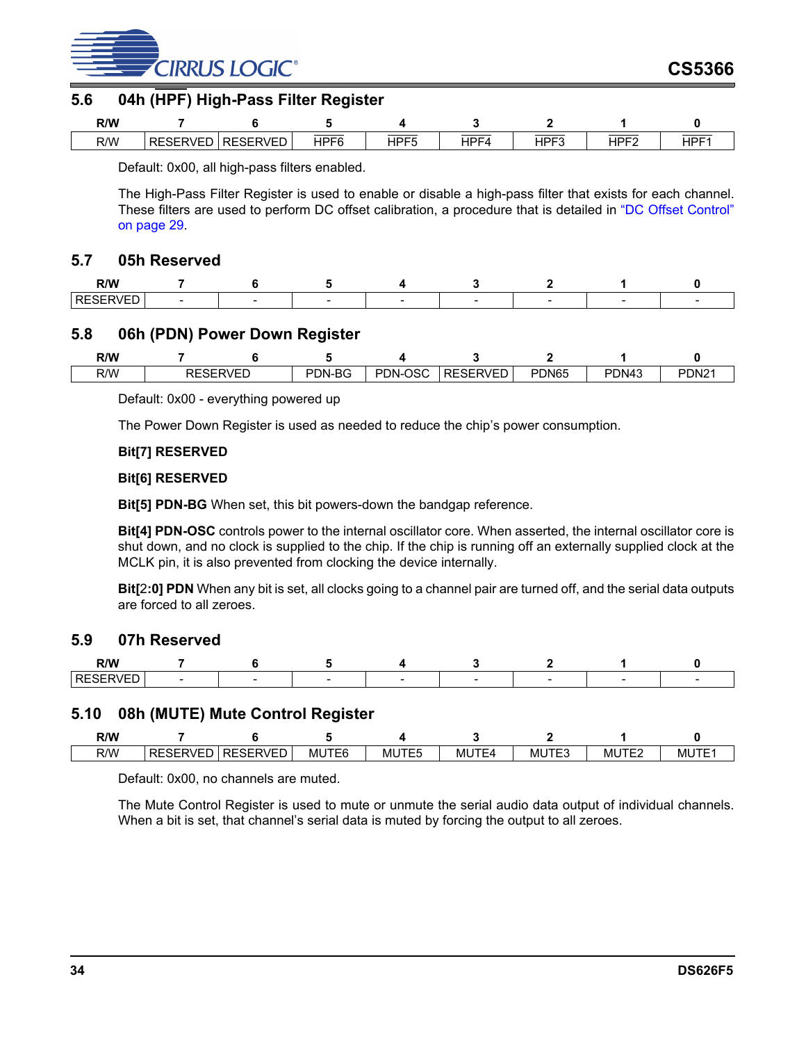## 5.6 04h (HPF) High-Pass Filter Register

| R/W | 7 | 6 | 5 | 4 | 3 | 2 | 1 | 0 |
|---|---|---|---|---|---|---|---|---|
| R/W | RESERVED | RESERVED | HPF6 | HPF5 | HPF4 | HPF3 | HPF2 | HPF1 |

Default: 0x00, all high-pass filters enabled.

The High-Pass Filter Register is used to enable or disable a high-pass filter that exists for each channel. These filters are used to perform DC offset calibration, a procedure that is detailed in "DC Offset Control" on page 29.

## 5.7 05h Reserved

| R/W | 7 | 6 | 5 | 4 | 3 | 2 | 1 | 0 |
|---|---|---|---|---|---|---|---|---|
| RESERVED | - | - | - | - | - | - | - | - |

## 5.8 06h (PDN) Power Down Register

| R/W | 7 | 6 | 5 | 4 | 3 | 2 | 1 | 0 |
|---|---|---|---|---|---|---|---|---|
| R/W | RESERVED | | PDN-BG | PDN-OSC | RESERVED | PDN65 | PDN43 | PDN21 |

Default: 0x00 - everything powered up

The Power Down Register is used as needed to reduce the chip's power consumption.

**Bit[7] RESERVED**

**Bit[6] RESERVED**

**Bit[5] PDN-BG** When set, this bit powers-down the bandgap reference.

**Bit[4] PDN-OSC** controls power to the internal oscillator core. When asserted, the internal oscillator core is shut down, and no clock is supplied to the chip. If the chip is running off an externally supplied clock at the MCLK pin, it is also prevented from clocking the device internally.

**Bit[2:0] PDN** When any bit is set, all clocks going to a channel pair are turned off, and the serial data outputs are forced to all zeroes.

## 5.9 07h Reserved

| R/W | 7 | 6 | 5 | 4 | 3 | 2 | 1 | 0 |
|---|---|---|---|---|---|---|---|---|
| RESERVED | - | - | - | - | - | - | - | - |

## 5.10 08h (MUTE) Mute Control Register

| R/W | 7 | 6 | 5 | 4 | 3 | 2 | 1 | 0 |
|---|---|---|---|---|---|---|---|---|
| R/W | RESERVED | RESERVED | MUTE6 | MUTE5 | MUTE4 | MUTE3 | MUTE2 | MUTE1 |

Default: 0x00, no channels are muted.

The Mute Control Register is used to mute or unmute the serial audio data output of individual channels. When a bit is set, that channel's serial data is muted by forcing the output to all zeroes.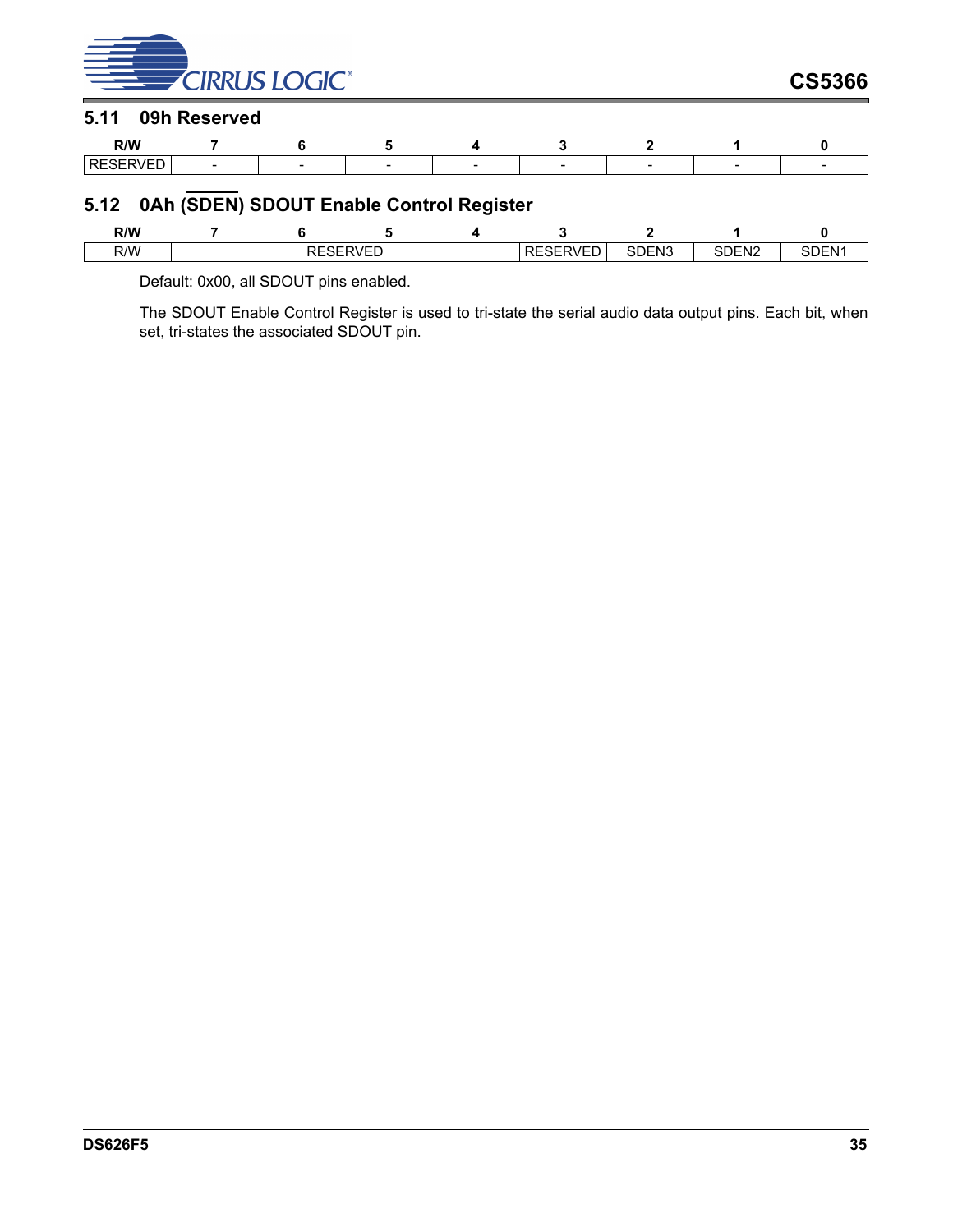## 5.11 09h Reserved

| R/W | 7 | 6 | 5 | 4 | 3 | 2 | 1 | 0 |
|---|---|---|---|---|---|---|---|---|
| RESERVED | - | - | - | - | - | - | - | - |

## 5.12 0Ah ($\overline{\text{SDEN}}$) SDOUT Enable Control Register

| R/W | 7 | 6 | 5 | 4 | 3 | 2 | 1 | 0 |
|---|---|---|---|---|---|---|---|---|
| R/W | RESERVED | | | | RESERVED | SDEN3 | SDEN2 | SDEN1 |

Default: 0x00, all SDOUT pins enabled.

The SDOUT Enable Control Register is used to tri-state the serial audio data output pins. Each bit, when set, tri-states the associated SDOUT pin.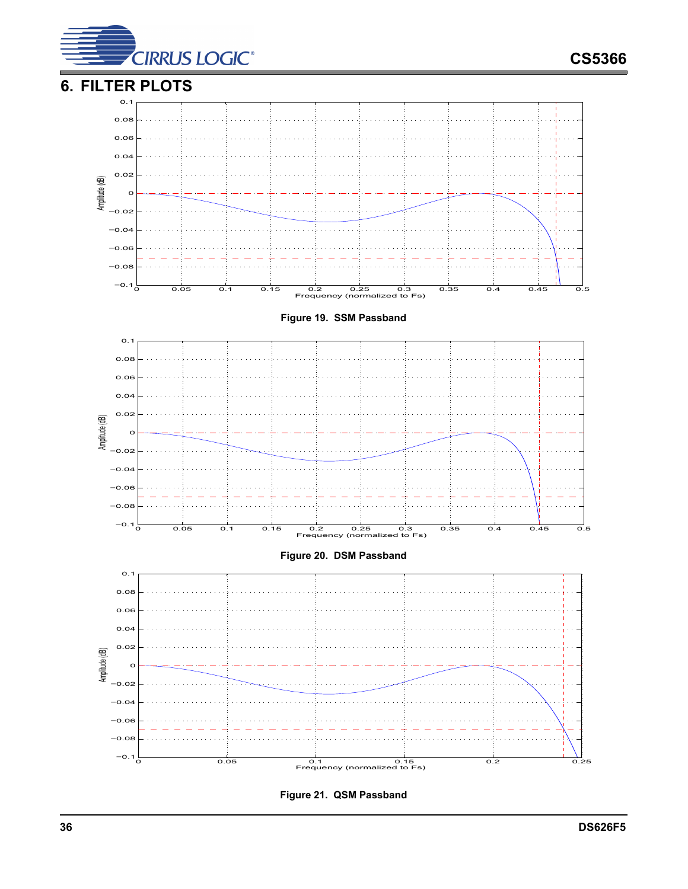# 6. FILTER PLOTS

Figure 19. SSM Passband

Figure 20. DSM Passband

Figure 21. QSM Passband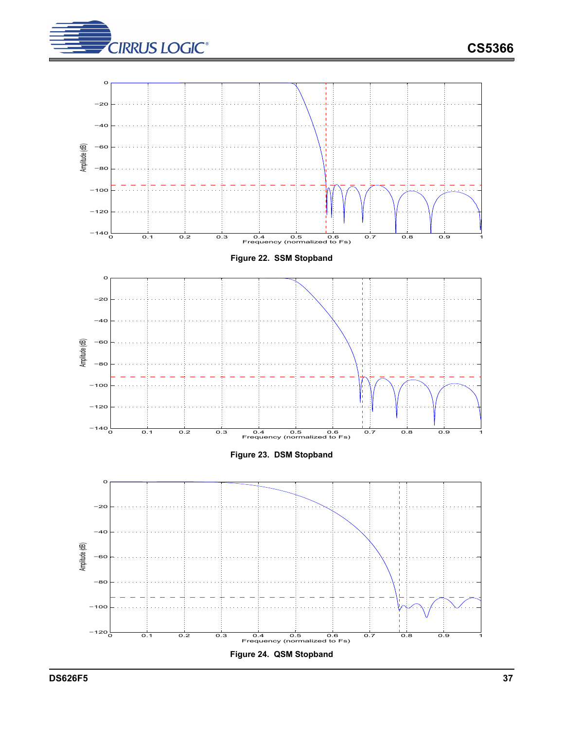Figure 22. SSM Stopband

Figure 23. DSM Stopband

Figure 24. QSM Stopband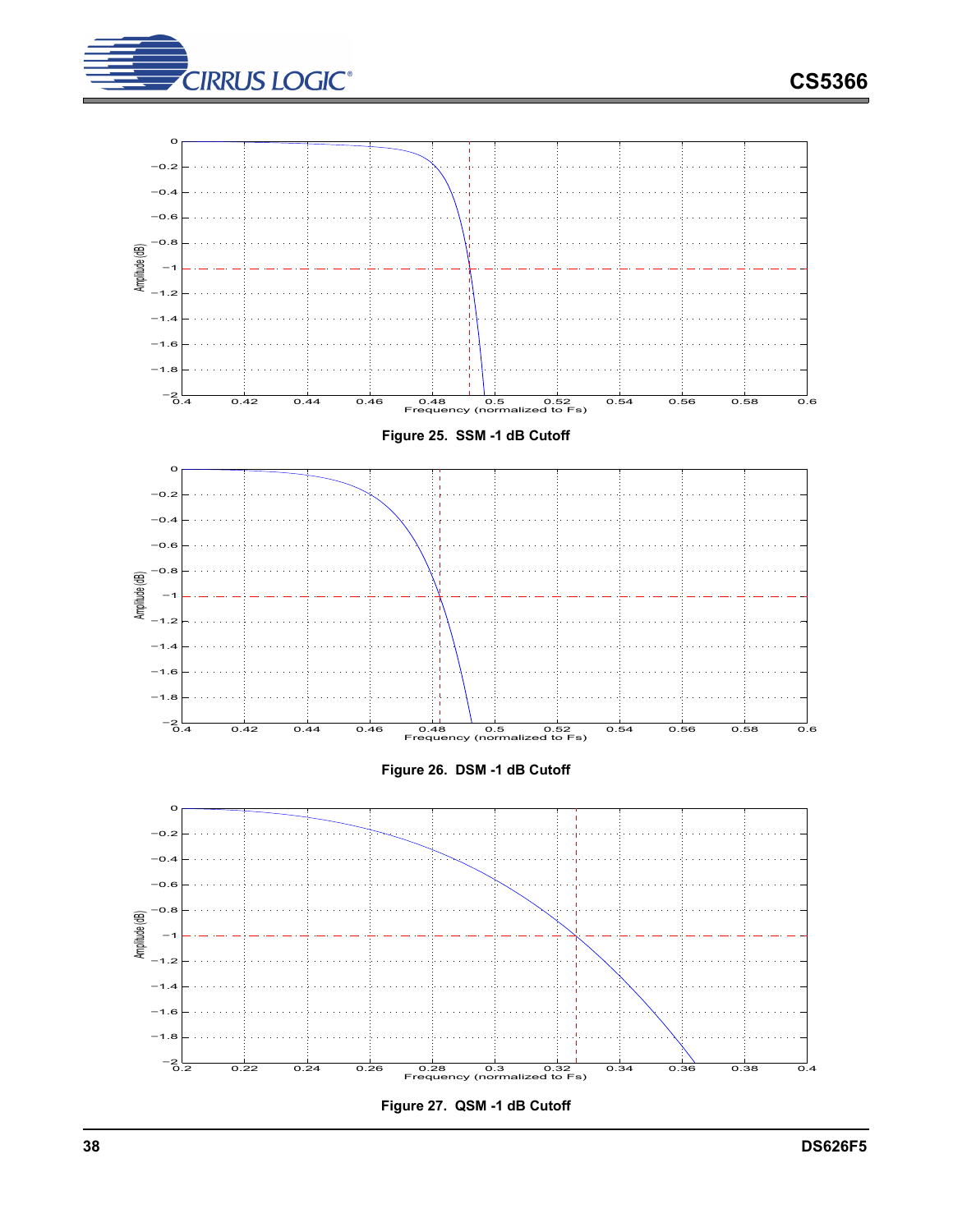Figure 25.  SSM -1 dB Cutoff

Figure 26.  DSM -1 dB Cutoff

Figure 27.  QSM -1 dB Cutoff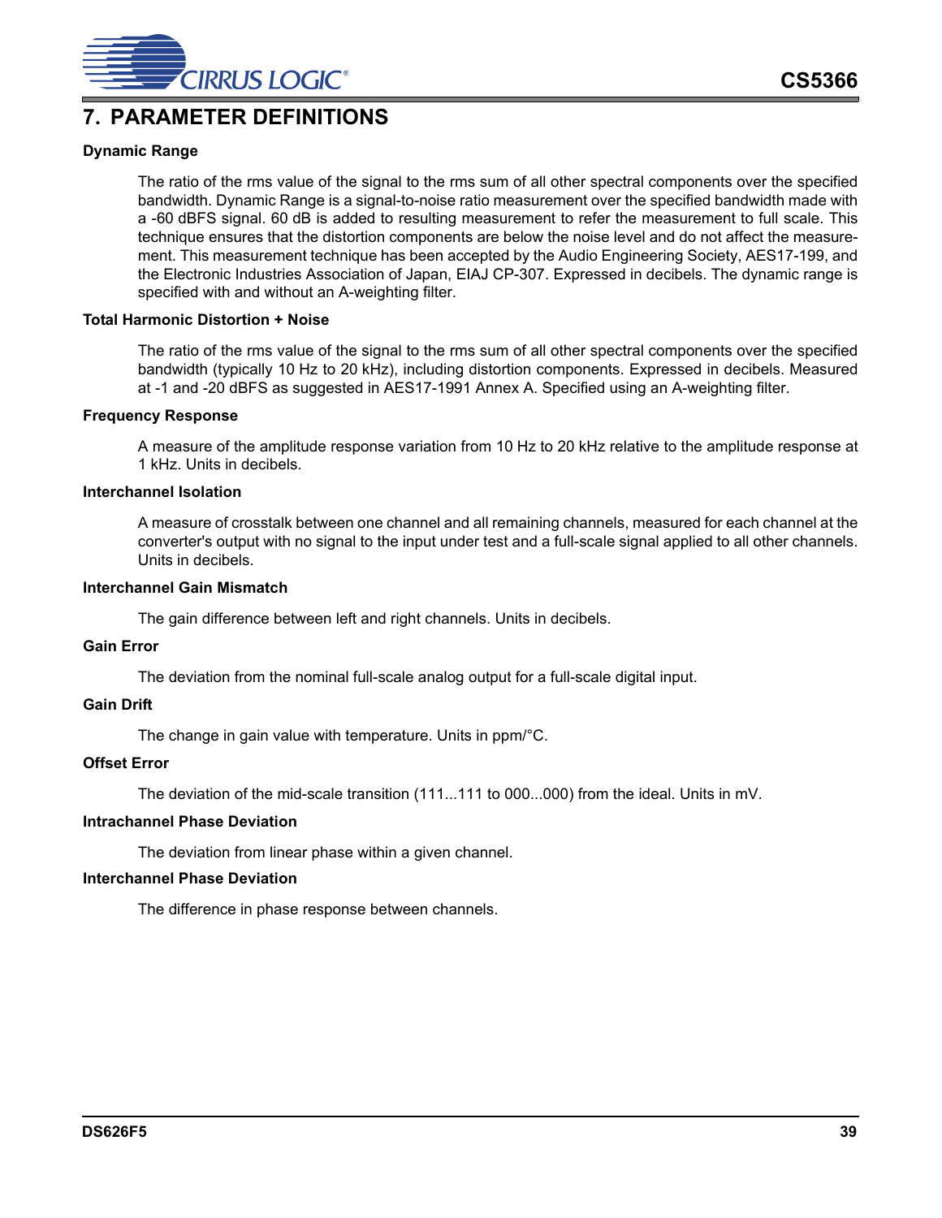# 7. PARAMETER DEFINITIONS

### Dynamic Range

The ratio of the rms value of the signal to the rms sum of all other spectral components over the specified bandwidth. Dynamic Range is a signal-to-noise ratio measurement over the specified bandwidth made with a -60 dBFS signal. 60 dB is added to resulting measurement to refer the measurement to full scale. This technique ensures that the distortion components are below the noise level and do not affect the measurement. This measurement technique has been accepted by the Audio Engineering Society, AES17-199, and the Electronic Industries Association of Japan, EIAJ CP-307. Expressed in decibels. The dynamic range is specified with and without an A-weighting filter.

### Total Harmonic Distortion + Noise

The ratio of the rms value of the signal to the rms sum of all other spectral components over the specified bandwidth (typically 10 Hz to 20 kHz), including distortion components. Expressed in decibels. Measured at -1 and -20 dBFS as suggested in AES17-1991 Annex A. Specified using an A-weighting filter.

### Frequency Response

A measure of the amplitude response variation from 10 Hz to 20 kHz relative to the amplitude response at 1 kHz. Units in decibels.

### Interchannel Isolation

A measure of crosstalk between one channel and all remaining channels, measured for each channel at the converter's output with no signal to the input under test and a full-scale signal applied to all other channels. Units in decibels.

### Interchannel Gain Mismatch

The gain difference between left and right channels. Units in decibels.

### Gain Error

The deviation from the nominal full-scale analog output for a full-scale digital input.

### Gain Drift

The change in gain value with temperature. Units in ppm/°C.

### Offset Error

The deviation of the mid-scale transition (111...111 to 000...000) from the ideal. Units in mV.

### Intrachannel Phase Deviation

The deviation from linear phase within a given channel.

### Interchannel Phase Deviation

The difference in phase response between channels.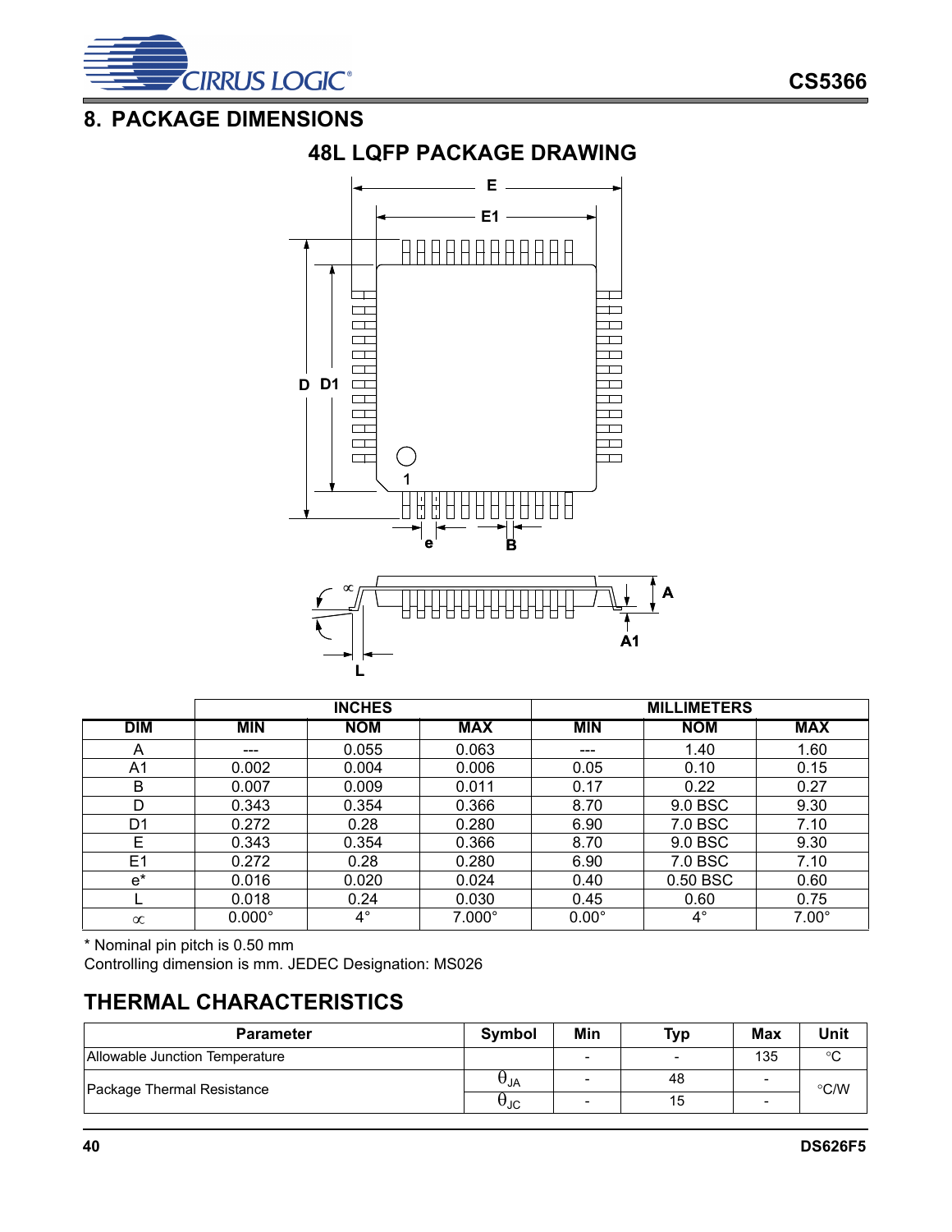## 8. PACKAGE DIMENSIONS

### 48L LQFP PACKAGE DRAWING

| | INCHES | | | MILLIMETERS | | |
|---|---|---|---|---|---|---|
| **DIM** | **MIN** | **NOM** | **MAX** | **MIN** | **NOM** | **MAX** |
| A | --- | 0.055 | 0.063 | --- | 1.40 | 1.60 |
| A1 | 0.002 | 0.004 | 0.006 | 0.05 | 0.10 | 0.15 |
| B | 0.007 | 0.009 | 0.011 | 0.17 | 0.22 | 0.27 |
| D | 0.343 | 0.354 | 0.366 | 8.70 | 9.0 BSC | 9.30 |
| D1 | 0.272 | 0.28 | 0.280 | 6.90 | 7.0 BSC | 7.10 |
| E | 0.343 | 0.354 | 0.366 | 8.70 | 9.0 BSC | 9.30 |
| E1 | 0.272 | 0.28 | 0.280 | 6.90 | 7.0 BSC | 7.10 |
| e* | 0.016 | 0.020 | 0.024 | 0.40 | 0.50 BSC | 0.60 |
| L | 0.018 | 0.24 | 0.030 | 0.45 | 0.60 | 0.75 |
| ∝ | 0.000° | 4° | 7.000° | 0.00° | 4° | 7.00° |

\* Nominal pin pitch is 0.50 mm

Controlling dimension is mm. JEDEC Designation: MS026

## THERMAL CHARACTERISTICS

| Parameter | Symbol | Min | Typ | Max | Unit |
|---|---|---|---|---|---|
| Allowable Junction Temperature | | - | - | 135 | °C |
| Package Thermal Resistance | $\theta_{JA}$ | - | 48 | - | °C/W |
| | $\theta_{JC}$ | - | 15 | - | |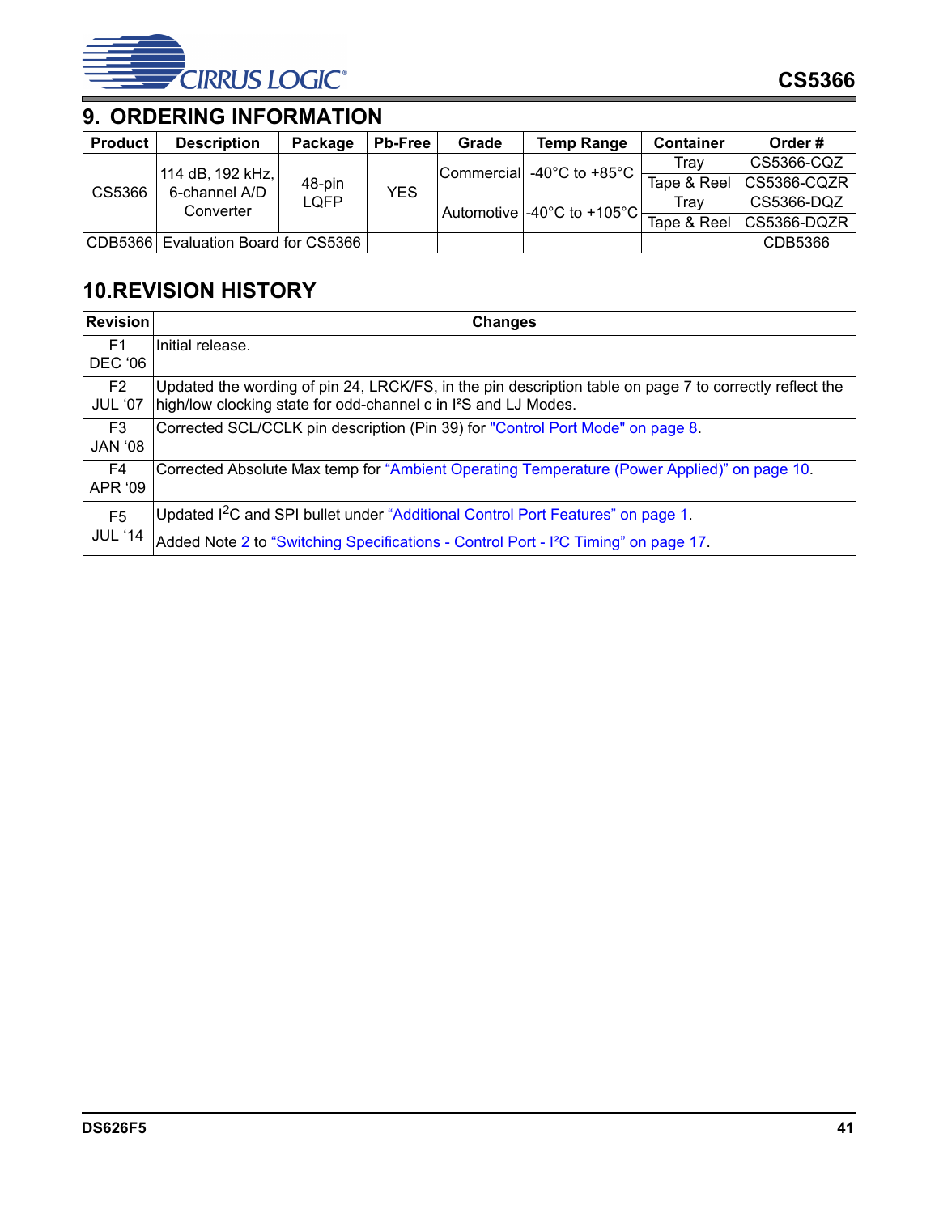## 9. ORDERING INFORMATION

| Product | Description | Package | Pb-Free | Grade | Temp Range | Container | Order # |
|---|---|---|---|---|---|---|---|
| CS5366 | 114 dB, 192 kHz, 6-channel A/D Converter | 48-pin LQFP | YES | Commercial | -40°C to +85°C | Tray | CS5366-CQZ |
| | | | | | | Tape & Reel | CS5366-CQZR |
| | | | | Automotive | -40°C to +105°C | Tray | CS5366-DQZ |
| | | | | | | Tape & Reel | CS5366-DQZR |
| CDB5366 | Evaluation Board for CS5366 | | | | | | CDB5366 |

## 10.REVISION HISTORY

| Revision | Changes |
|---|---|
| F1 DEC '06 | Initial release. |
| F2 JUL '07 | Updated the wording of pin 24, LRCK/FS, in the pin description table on page 7 to correctly reflect the high/low clocking state for odd-channel c in I²S and LJ Modes. |
| F3 JAN '08 | Corrected SCL/CCLK pin description (Pin 39) for "Control Port Mode" on page 8. |
| F4 APR '09 | Corrected Absolute Max temp for "Ambient Operating Temperature (Power Applied)" on page 10. |
| F5 JUL '14 | Updated I²C and SPI bullet under "Additional Control Port Features" on page 1. Added Note 2 to "Switching Specifications - Control Port - I²C Timing" on page 17. |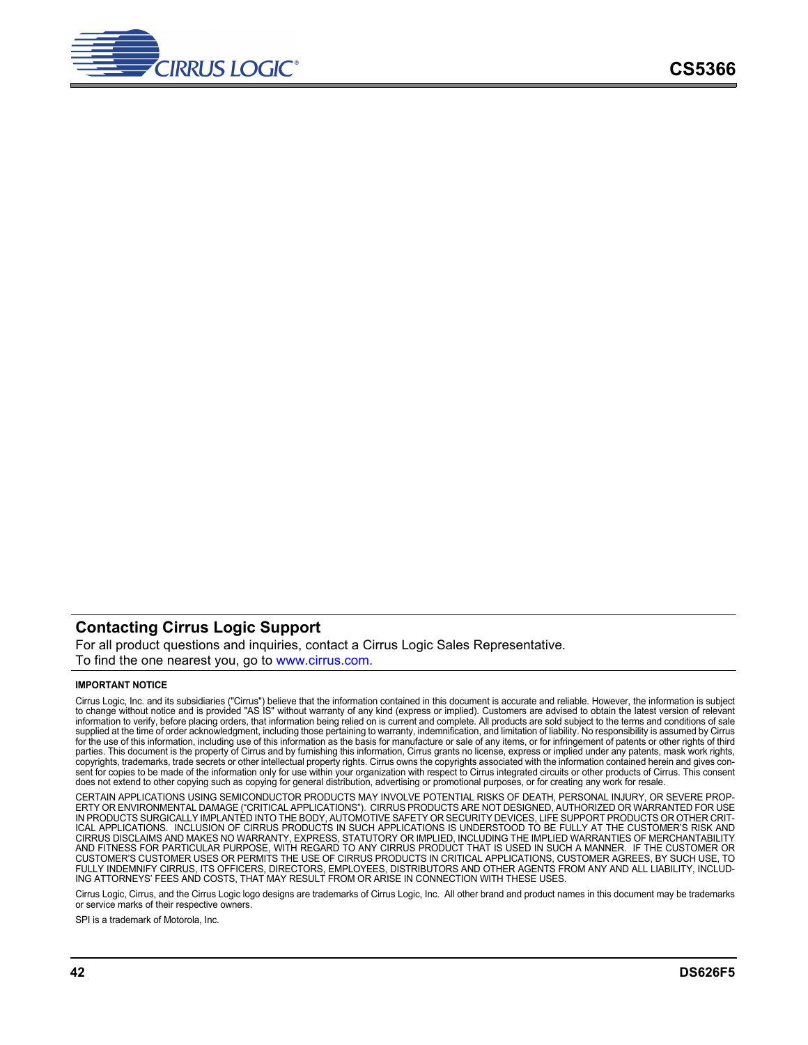## Contacting Cirrus Logic Support

For all product questions and inquiries, contact a Cirrus Logic Sales Representative.
To find the one nearest you, go to www.cirrus.com.

**IMPORTANT NOTICE**

Cirrus Logic, Inc. and its subsidiaries ("Cirrus") believe that the information contained in this document is accurate and reliable. However, the information is subject to change without notice and is provided "AS IS" without warranty of any kind (express or implied). Customers are advised to obtain the latest version of relevant information to verify, before placing orders, that information being relied on is current and complete. All products are sold subject to the terms and conditions of sale supplied at the time of order acknowledgment, including those pertaining to warranty, indemnification, and limitation of liability. No responsibility is assumed by Cirrus for the use of this information, including use of this information as the basis for manufacture or sale of any items, or for infringement of patents or other rights of third parties. This document is the property of Cirrus and by furnishing this information, Cirrus grants no license, express or implied under any patents, mask work rights, copyrights, trademarks, trade secrets or other intellectual property rights. Cirrus owns the copyrights associated with the information contained herein and gives consent for copies to be made of the information only for use within your organization with respect to Cirrus integrated circuits or other products of Cirrus. This consent does not extend to other copying such as copying for general distribution, advertising or promotional purposes, or for creating any work for resale.

CERTAIN APPLICATIONS USING SEMICONDUCTOR PRODUCTS MAY INVOLVE POTENTIAL RISKS OF DEATH, PERSONAL INJURY, OR SEVERE PROPERTY OR ENVIRONMENTAL DAMAGE ("CRITICAL APPLICATIONS"). CIRRUS PRODUCTS ARE NOT DESIGNED, AUTHORIZED OR WARRANTED FOR USE IN PRODUCTS SURGICALLY IMPLANTED INTO THE BODY, AUTOMOTIVE SAFETY OR SECURITY DEVICES, LIFE SUPPORT PRODUCTS OR OTHER CRITICAL APPLICATIONS. INCLUSION OF CIRRUS PRODUCTS IN SUCH APPLICATIONS IS UNDERSTOOD TO BE FULLY AT THE CUSTOMER'S RISK AND CIRRUS DISCLAIMS AND MAKES NO WARRANTY, EXPRESS, STATUTORY OR IMPLIED, INCLUDING THE IMPLIED WARRANTIES OF MERCHANTABILITY AND FITNESS FOR PARTICULAR PURPOSE, WITH REGARD TO ANY CIRRUS PRODUCT THAT IS USED IN SUCH A MANNER. IF THE CUSTOMER OR CUSTOMER'S CUSTOMER USES OR PERMITS THE USE OF CIRRUS PRODUCTS IN CRITICAL APPLICATIONS, CUSTOMER AGREES, BY SUCH USE, TO FULLY INDEMNIFY CIRRUS, ITS OFFICERS, DIRECTORS, EMPLOYEES, DISTRIBUTORS AND OTHER AGENTS FROM ANY AND ALL LIABILITY, INCLUDING ATTORNEYS' FEES AND COSTS, THAT MAY RESULT FROM OR ARISE IN CONNECTION WITH THESE USES.

Cirrus Logic, Cirrus, and the Cirrus Logic logo designs are trademarks of Cirrus Logic, Inc. All other brand and product names in this document may be trademarks or service marks of their respective owners.

SPI is a trademark of Motorola, Inc.